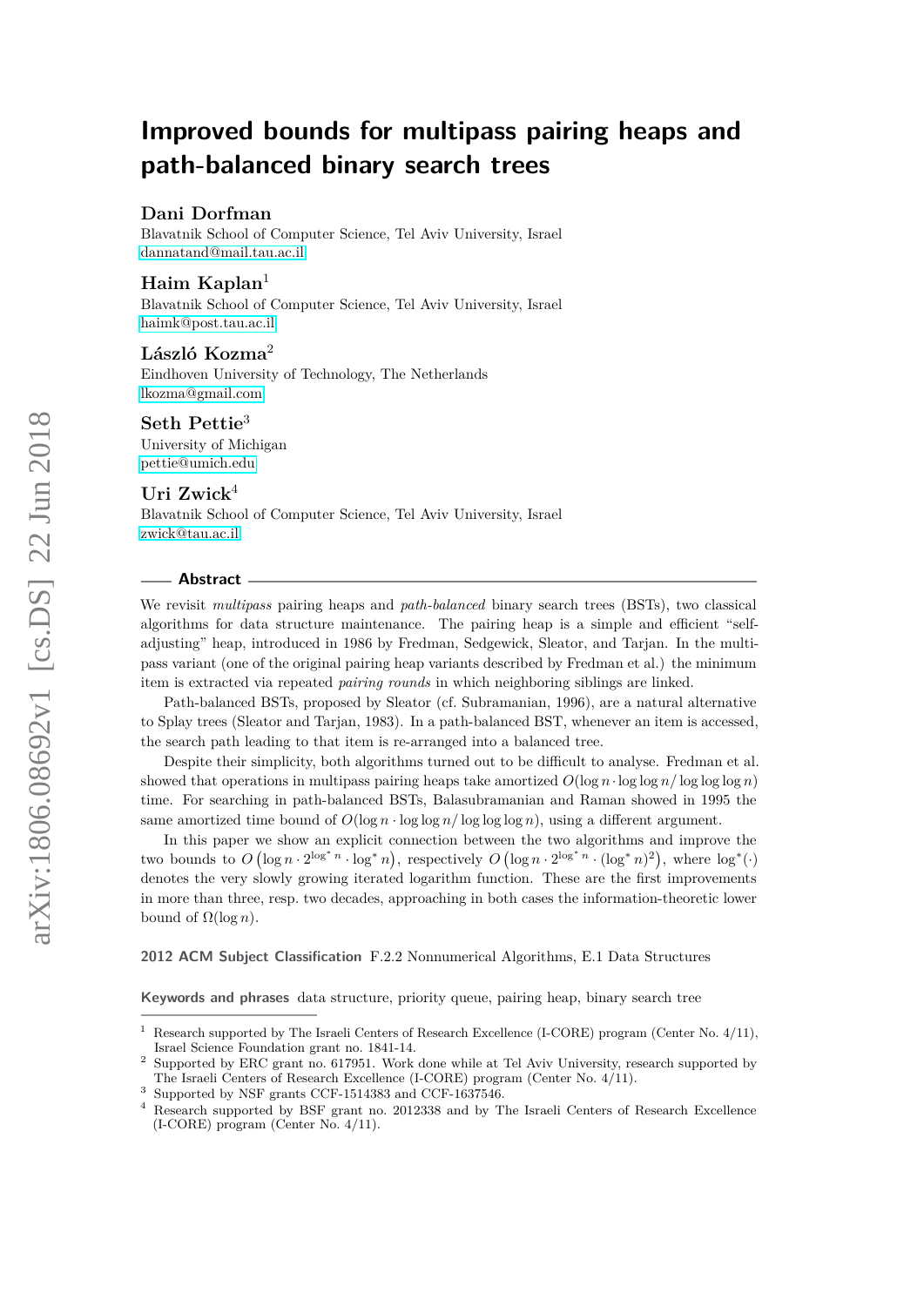# Improved bounds for multipass pairing heaps and path-balanced binary search trees

**Dani Dorfman**

Blavatnik School of Computer Science, Tel Aviv University, Israel
dannatand@mail.tau.ac.il

**Haim Kaplan**[1]

Blavatnik School of Computer Science, Tel Aviv University, Israel
haimk@post.tau.ac.il

**László Kozma**[2]

Eindhoven University of Technology, The Netherlands
lkozma@gmail.com

**Seth Pettie**[3]

University of Michigan
pettie@umich.edu

**Uri Zwick**[4]

Blavatnik School of Computer Science, Tel Aviv University, Israel
zwick@tau.ac.il

## Abstract

We revisit *multipass* pairing heaps and *path-balanced* binary search trees (BSTs), two classical algorithms for data structure maintenance. The pairing heap is a simple and efficient "self-adjusting" heap, introduced in 1986 by Fredman, Sedgewick, Sleator, and Tarjan. In the multipass variant (one of the original pairing heap variants described by Fredman et al.) the minimum item is extracted via repeated *pairing rounds* in which neighboring siblings are linked.

Path-balanced BSTs, proposed by Sleator (cf. Subramanian, 1996), are a natural alternative to Splay trees (Sleator and Tarjan, 1983). In a path-balanced BST, whenever an item is accessed, the search path leading to that item is re-arranged into a balanced tree.

Despite their simplicity, both algorithms turned out to be difficult to analyse. Fredman et al. showed that operations in multipass pairing heaps take amortized $O(\log n \cdot \log\log n / \log\log\log n)$ time. For searching in path-balanced BSTs, Balasubramanian and Raman showed in 1995 the same amortized time bound of $O(\log n \cdot \log\log n / \log\log\log n)$, using a different argument.

In this paper we show an explicit connection between the two algorithms and improve the two bounds to $O\left(\log n \cdot 2^{\log^* n} \cdot \log^* n\right)$, respectively $O\left(\log n \cdot 2^{\log^* n} \cdot (\log^* n)^2\right)$, where $\log^*(\cdot)$ denotes the very slowly growing iterated logarithm function. These are the first improvements in more than three, resp. two decades, approaching in both cases the information-theoretic lower bound of $\Omega(\log n)$.

**2012 ACM Subject Classification** F.2.2 Nonnumerical Algorithms, E.1 Data Structures

**Keywords and phrases** data structure, priority queue, pairing heap, binary search tree

---

[1] Research supported by The Israeli Centers of Research Excellence (I-CORE) program (Center No. 4/11), Israel Science Foundation grant no. 1841-14.

[2] Supported by ERC grant no. 617951. Work done while at Tel Aviv University, research supported by The Israeli Centers of Research Excellence (I-CORE) program (Center No. 4/11).

[3] Supported by NSF grants CCF-1514383 and CCF-1637546.

[4] Research supported by BSF grant no. 2012338 and by The Israeli Centers of Research Excellence (I-CORE) program (Center No. 4/11).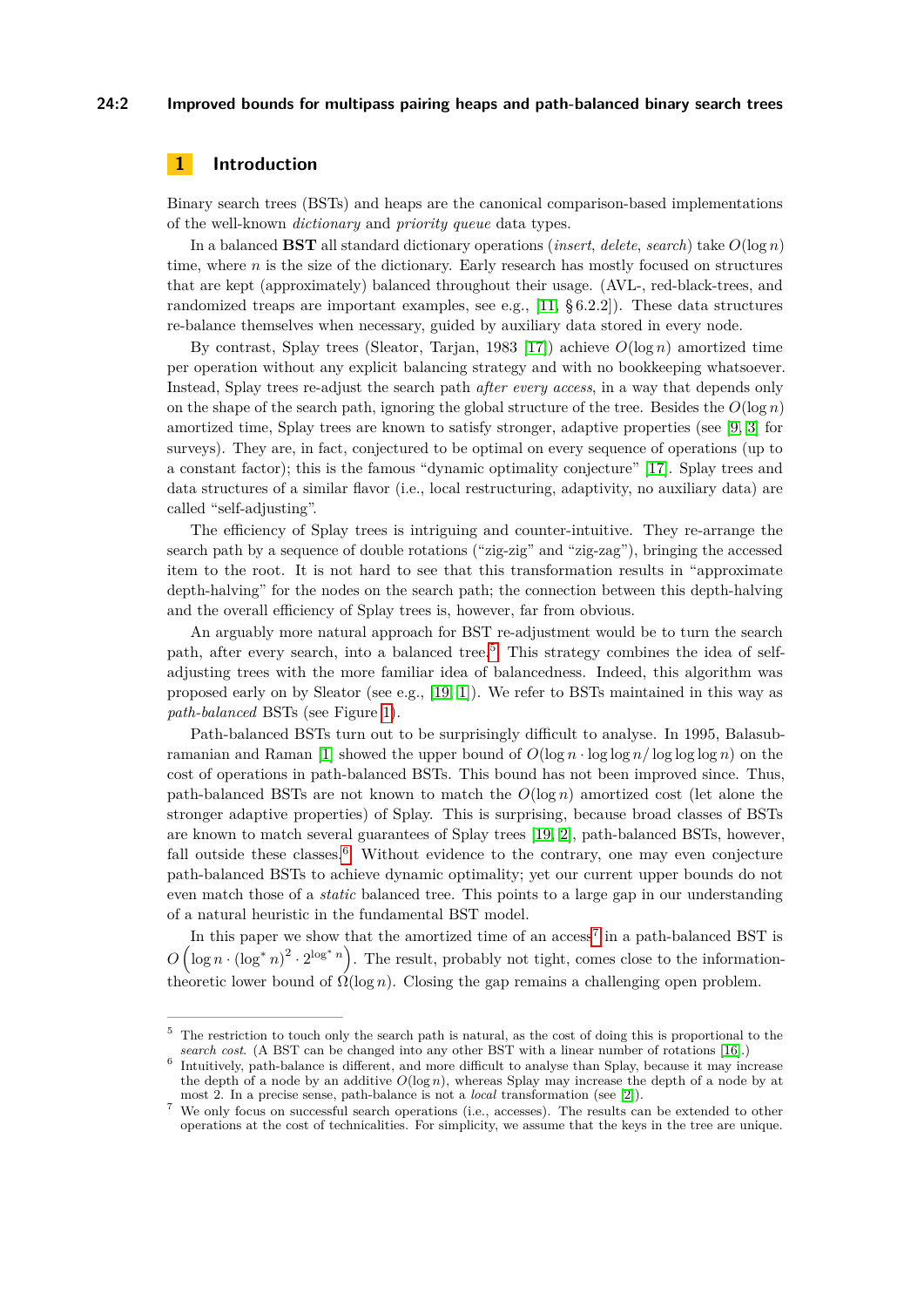## 1 Introduction

Binary search trees (BSTs) and heaps are the canonical comparison-based implementations of the well-known *dictionary* and *priority queue* data types.

In a balanced **BST** all standard dictionary operations (*insert*, *delete*, *search*) take $O(\log n)$ time, where $n$ is the size of the dictionary. Early research has mostly focused on structures that are kept (approximately) balanced throughout their usage. (AVL-, red-black-trees, and randomized treaps are important examples, see e.g., [11, §6.2.2]). These data structures re-balance themselves when necessary, guided by auxiliary data stored in every node.

By contrast, Splay trees (Sleator, Tarjan, 1983 [17]) achieve $O(\log n)$ amortized time per operation without any explicit balancing strategy and with no bookkeeping whatsoever. Instead, Splay trees re-adjust the search path *after every access*, in a way that depends only on the shape of the search path, ignoring the global structure of the tree. Besides the $O(\log n)$ amortized time, Splay trees are known to satisfy stronger, adaptive properties (see [9, 3] for surveys). They are, in fact, conjectured to be optimal on every sequence of operations (up to a constant factor); this is the famous "dynamic optimality conjecture" [17]. Splay trees and data structures of a similar flavor (i.e., local restructuring, adaptivity, no auxiliary data) are called "self-adjusting".

The efficiency of Splay trees is intriguing and counter-intuitive. They re-arrange the search path by a sequence of double rotations ("zig-zig" and "zig-zag"), bringing the accessed item to the root. It is not hard to see that this transformation results in "approximate depth-halving" for the nodes on the search path; the connection between this depth-halving and the overall efficiency of Splay trees is, however, far from obvious.

An arguably more natural approach for BST re-adjustment would be to turn the search path, after every search, into a balanced tree.[5] This strategy combines the idea of self-adjusting trees with the more familiar idea of balancedness. Indeed, this algorithm was proposed early on by Sleator (see e.g., [19, 1]). We refer to BSTs maintained in this way as *path-balanced* BSTs (see Figure 1).

Path-balanced BSTs turn out to be surprisingly difficult to analyse. In 1995, Balasubramanian and Raman [1] showed the upper bound of $O(\log n \cdot \log\log n / \log\log\log n)$ on the cost of operations in path-balanced BSTs. This bound has not been improved since. Thus, path-balanced BSTs are not known to match the $O(\log n)$ amortized cost (let alone the stronger adaptive properties) of Splay. This is surprising, because broad classes of BSTs are known to match several guarantees of Splay trees [19, 2], path-balanced BSTs, however, fall outside these classes.[6] Without evidence to the contrary, one may even conjecture path-balanced BSTs to achieve dynamic optimality; yet our current upper bounds do not even match those of a *static* balanced tree. This points to a large gap in our understanding of a natural heuristic in the fundamental BST model.

In this paper we show that the amortized time of an access[7] in a path-balanced BST is $O\left(\log n \cdot (\log^* n)^2 \cdot 2^{\log^* n}\right)$. The result, probably not tight, comes close to the information-theoretic lower bound of $\Omega(\log n)$. Closing the gap remains a challenging open problem.

---

[5] The restriction to touch only the search path is natural, as the cost of doing this is proportional to the *search cost*. (A BST can be changed into any other BST with a linear number of rotations [16].)

[6] Intuitively, path-balance is different, and more difficult to analyse than Splay, because it may increase the depth of a node by an additive $O(\log n)$, whereas Splay may increase the depth of a node by at most 2. In a precise sense, path-balance is not a *local* transformation (see [2]).

[7] We only focus on successful search operations (i.e., accesses). The results can be extended to other operations at the cost of technicalities. For simplicity, we assume that the keys in the tree are unique.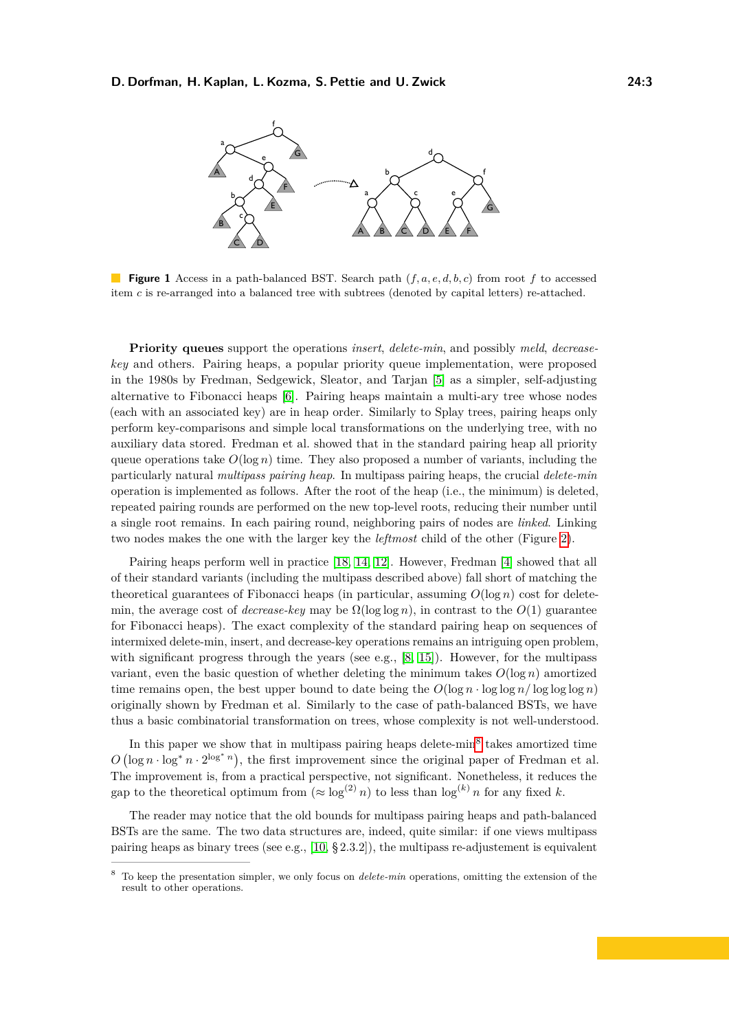**Figure 1** Access in a path-balanced BST. Search path $(f, a, e, d, b, c)$ from root $f$ to accessed item $c$ is re-arranged into a balanced tree with subtrees (denoted by capital letters) re-attached.

**Priority queues** support the operations *insert*, *delete-min*, and possibly *meld*, *decrease-key* and others. Pairing heaps, a popular priority queue implementation, were proposed in the 1980s by Fredman, Sedgewick, Sleator, and Tarjan [5] as a simpler, self-adjusting alternative to Fibonacci heaps [6]. Pairing heaps maintain a multi-ary tree whose nodes (each with an associated key) are in heap order. Similarly to Splay trees, pairing heaps only perform key-comparisons and simple local transformations on the underlying tree, with no auxiliary data stored. Fredman et al. showed that in the standard pairing heap all priority queue operations take $O(\log n)$ time. They also proposed a number of variants, including the particularly natural *multipass pairing heap*. In multipass pairing heaps, the crucial *delete-min* operation is implemented as follows. After the root of the heap (i.e., the minimum) is deleted, repeated pairing rounds are performed on the new top-level roots, reducing their number until a single root remains. In each pairing round, neighboring pairs of nodes are *linked*. Linking two nodes makes the one with the larger key the *leftmost* child of the other (Figure 2).

Pairing heaps perform well in practice [18, 14, 12]. However, Fredman [4] showed that all of their standard variants (including the multipass described above) fall short of matching the theoretical guarantees of Fibonacci heaps (in particular, assuming $O(\log n)$ cost for delete-min, the average cost of *decrease-key* may be $\Omega(\log\log n)$, in contrast to the $O(1)$ guarantee for Fibonacci heaps). The exact complexity of the standard pairing heap on sequences of intermixed delete-min, insert, and decrease-key operations remains an intriguing open problem, with significant progress through the years (see e.g., [8, 15]). However, for the multipass variant, even the basic question of whether deleting the minimum takes $O(\log n)$ amortized time remains open, the best upper bound to date being the $O(\log n \cdot \log\log n / \log\log\log n)$ originally shown by Fredman et al. Similarly to the case of path-balanced BSTs, we have thus a basic combinatorial transformation on trees, whose complexity is not well-understood.

In this paper we show that in multipass pairing heaps delete-min[8] takes amortized time $O\left(\log n \cdot \log^* n \cdot 2^{\log^* n}\right)$, the first improvement since the original paper of Fredman et al. The improvement is, from a practical perspective, not significant. Nonetheless, it reduces the gap to the theoretical optimum from ($\approx \log^{(2)} n$) to less than $\log^{(k)} n$ for any fixed $k$.

The reader may notice that the old bounds for multipass pairing heaps and path-balanced BSTs are the same. The two data structures are, indeed, quite similar: if one views multipass pairing heaps as binary trees (see e.g., [10, §2.3.2]), the multipass re-adjustement is equivalent

[8] To keep the presentation simpler, we only focus on *delete-min* operations, omitting the extension of the result to other operations.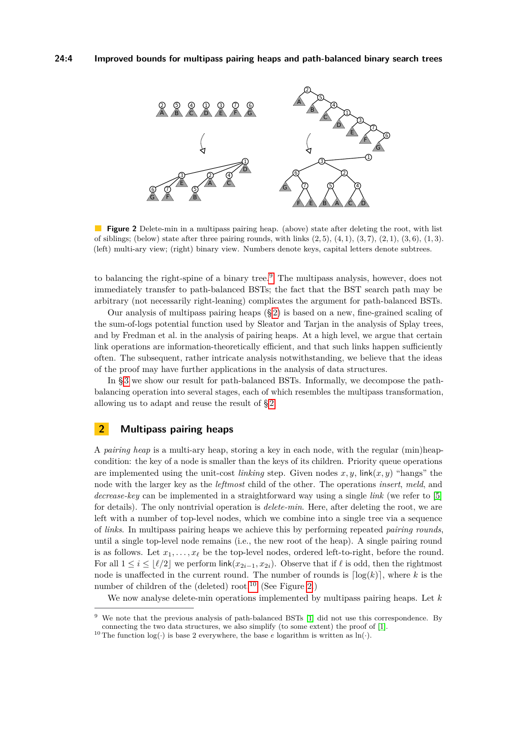**Figure 2** Delete-min in a multipass pairing heap. (above) state after deleting the root, with list of siblings; (below) state after three pairing rounds, with links $(2, 5)$, $(4, 1)$, $(3, 7)$, $(2, 1)$, $(3, 6)$, $(1, 3)$. (left) multi-ary view; (right) binary view. Numbers denote keys, capital letters denote subtrees.

to balancing the right-spine of a binary tree.[9] The multipass analysis, however, does not immediately transfer to path-balanced BSTs; the fact that the BST search path may be arbitrary (not necessarily right-leaning) complicates the argument for path-balanced BSTs.

Our analysis of multipass pairing heaps (§2) is based on a new, fine-grained scaling of the sum-of-logs potential function used by Sleator and Tarjan in the analysis of Splay trees, and by Fredman et al. in the analysis of pairing heaps. At a high level, we argue that certain link operations are information-theoretically efficient, and that such links happen sufficiently often. The subsequent, rather intricate analysis notwithstanding, we believe that the ideas of the proof may have further applications in the analysis of data structures.

In §3 we show our result for path-balanced BSTs. Informally, we decompose the path-balancing operation into several stages, each of which resembles the multipass transformation, allowing us to adapt and reuse the result of §2.

## 2 Multipass pairing heaps

A *pairing heap* is a multi-ary heap, storing a key in each node, with the regular (min)heap-condition: the key of a node is smaller than the keys of its children. Priority queue operations are implemented using the unit-cost *linking* step. Given nodes $x, y$, $\mathsf{link}(x, y)$ "hangs" the node with the larger key as the *leftmost* child of the other. The operations *insert*, *meld*, and *decrease-key* can be implemented in a straightforward way using a single *link* (we refer to [5] for details). The only nontrivial operation is *delete-min*. Here, after deleting the root, we are left with a number of top-level nodes, which we combine into a single tree via a sequence of *links*. In multipass pairing heaps we achieve this by performing repeated *pairing rounds*, until a single top-level node remains (i.e., the new root of the heap). A single pairing round is as follows. Let $x_1, \dots, x_\ell$ be the top-level nodes, ordered left-to-right, before the round. For all $1 \le i \le \lfloor \ell/2 \rfloor$ we perform $\mathsf{link}(x_{2i-1}, x_{2i})$. Observe that if $\ell$ is odd, then the rightmost node is unaffected in the current round. The number of rounds is $\lceil \log(k) \rceil$, where $k$ is the number of children of the (deleted) root.[10] (See Figure 2.)

We now analyse delete-min operations implemented by multipass pairing heaps. Let $k$

[9] We note that the previous analysis of path-balanced BSTs [1] did not use this correspondence. By connecting the two data structures, we also simplify (to some extent) the proof of [1].

[10] The function $\log(\cdot)$ is base 2 everywhere, the base $e$ logarithm is written as $\ln(\cdot)$.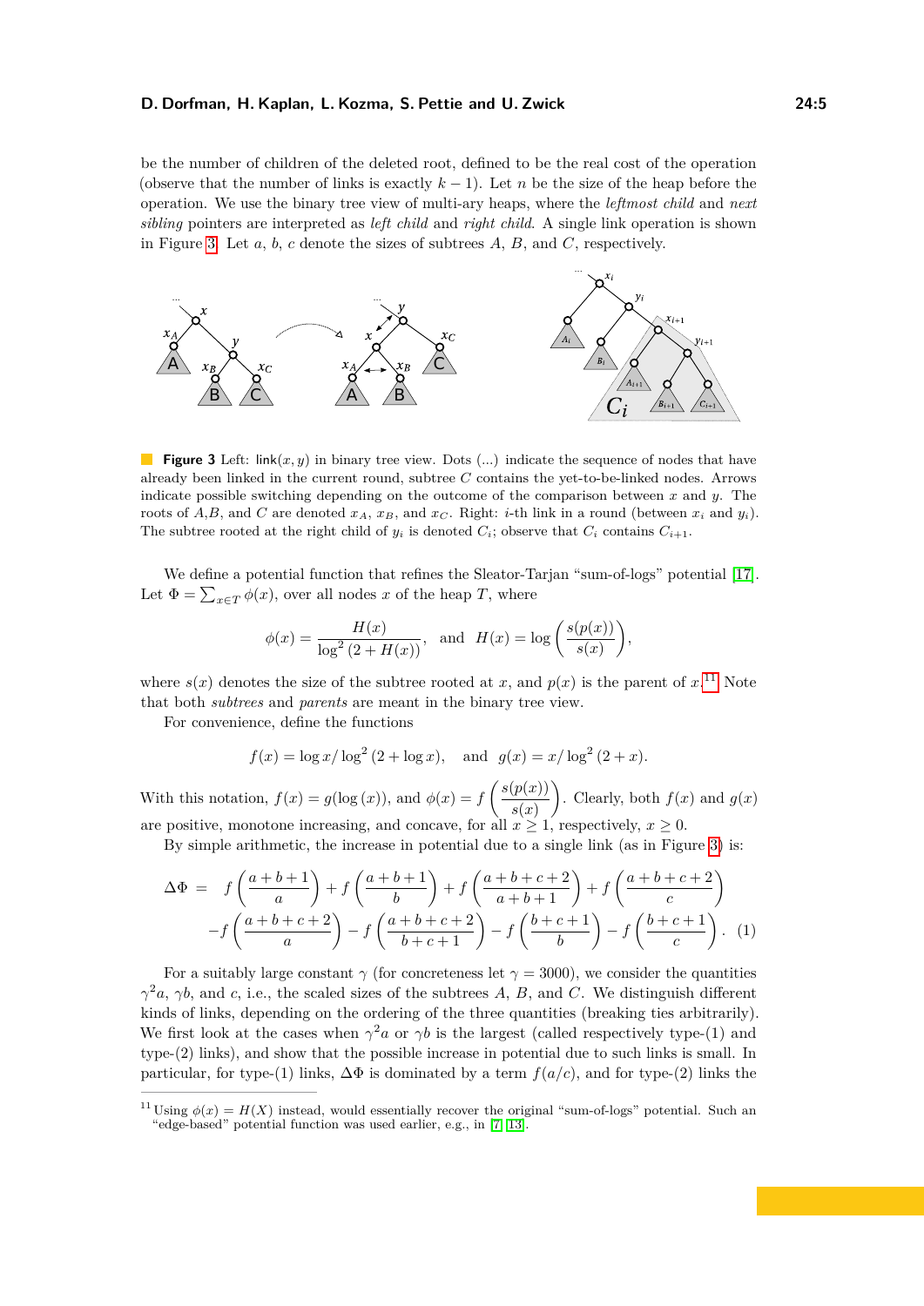be the number of children of the deleted root, defined to be the real cost of the operation (observe that the number of links is exactly $k-1$). Let $n$ be the size of the heap before the operation. We use the binary tree view of multi-ary heaps, where the *leftmost child* and *next sibling* pointers are interpreted as *left child* and *right child*. A single link operation is shown in Figure 3. Let $a$, $b$, $c$ denote the sizes of subtrees $A$, $B$, and $C$, respectively.

**Figure 3** Left: $\mathsf{link}(x, y)$ in binary tree view. Dots (...) indicate the sequence of nodes that have already been linked in the current round, subtree $C$ contains the yet-to-be-linked nodes. Arrows indicate possible switching depending on the outcome of the comparison between $x$ and $y$. The roots of $A$,$B$, and $C$ are denoted $x_A$, $x_B$, and $x_C$. Right: $i$-th link in a round (between $x_i$ and $y_i$). The subtree rooted at the right child of $y_i$ is denoted $C_i$; observe that $C_i$ contains $C_{i+1}$.

We define a potential function that refines the Sleator-Tarjan "sum-of-logs" potential [17]. Let $\Phi = \sum_{x \in T} \phi(x)$, over all nodes $x$ of the heap $T$, where

$$\phi(x) = \frac{H(x)}{\log^2(2 + H(x))}, \quad \text{and} \quad H(x) = \log\left(\frac{s(p(x))}{s(x)}\right),$$

where $s(x)$ denotes the size of the subtree rooted at $x$, and $p(x)$ is the parent of $x$.[11] Note that both *subtrees* and *parents* are meant in the binary tree view.

For convenience, define the functions

$$f(x) = \log x / \log^2(2 + \log x), \quad \text{and} \quad g(x) = x / \log^2(2 + x).$$

With this notation, $f(x) = g(\log(x))$, and $\phi(x) = f\left(\frac{s(p(x))}{s(x)}\right)$. Clearly, both $f(x)$ and $g(x)$ are positive, monotone increasing, and concave, for all $x \geq 1$, respectively, $x \geq 0$.

By simple arithmetic, the increase in potential due to a single link (as in Figure 3) is:

$$\begin{aligned}
\Delta\Phi \;=\;\; & f\left(\frac{a+b+1}{a}\right) + f\left(\frac{a+b+1}{b}\right) + f\left(\frac{a+b+c+2}{a+b+1}\right) + f\left(\frac{a+b+c+2}{c}\right) \\
& - f\left(\frac{a+b+c+2}{a}\right) - f\left(\frac{a+b+c+2}{b+c+1}\right) - f\left(\frac{b+c+1}{b}\right) - f\left(\frac{b+c+1}{c}\right). \quad (1)
\end{aligned}$$

For a suitably large constant $\gamma$ (for concreteness let $\gamma = 3000$), we consider the quantities $\gamma^2 a$, $\gamma b$, and $c$, i.e., the scaled sizes of the subtrees $A$, $B$, and $C$. We distinguish different kinds of links, depending on the ordering of the three quantities (breaking ties arbitrarily). We first look at the cases when $\gamma^2 a$ or $\gamma b$ is the largest (called respectively type-(1) and type-(2) links), and show that the possible increase in potential due to such links is small. In particular, for type-(1) links, $\Delta\Phi$ is dominated by a term $f(a/c)$, and for type-(2) links the

[11] Using $\phi(x) = H(X)$ instead, would essentially recover the original "sum-of-logs" potential. Such an "edge-based" potential function was used earlier, e.g., in [7, 13].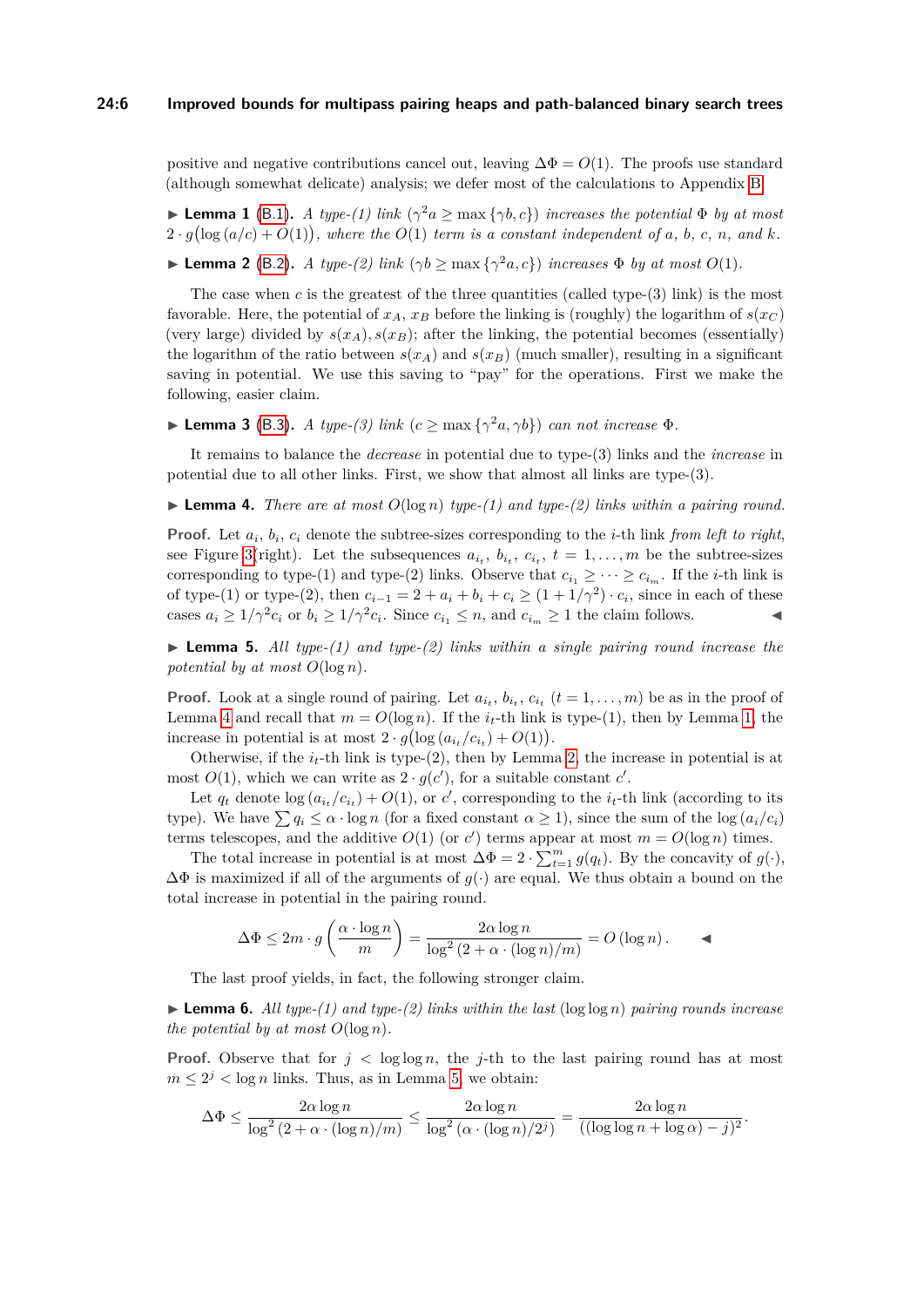positive and negative contributions cancel out, leaving $\Delta\Phi = O(1)$. The proofs use standard (although somewhat delicate) analysis; we defer most of the calculations to Appendix B.

▶ **Lemma 1** (B.1). *A type-(1) link ($\gamma^2 a \geq \max\{\gamma b, c\}$) increases the potential $\Phi$ by at most $2 \cdot g\big(\log(a/c) + O(1)\big)$, where the $O(1)$ term is a constant independent of $a$, $b$, $c$, $n$, and $k$.*

▶ **Lemma 2** (B.2). *A type-(2) link ($\gamma b \geq \max\{\gamma^2 a, c\}$) increases $\Phi$ by at most $O(1)$.*

The case when $c$ is the greatest of the three quantities (called type-(3) link) is the most favorable. Here, the potential of $x_A$, $x_B$ before the linking is (roughly) the logarithm of $s(x_C)$ (very large) divided by $s(x_A), s(x_B)$; after the linking, the potential becomes (essentially) the logarithm of the ratio between $s(x_A)$ and $s(x_B)$ (much smaller), resulting in a significant saving in potential. We use this saving to "pay" for the operations. First we make the following, easier claim.

▶ **Lemma 3** (B.3). *A type-(3) link ($c \geq \max\{\gamma^2 a, \gamma b\}$) can not increase $\Phi$.*

It remains to balance the *decrease* in potential due to type-(3) links and the *increase* in potential due to all other links. First, we show that almost all links are type-(3).

▶ **Lemma 4.** *There are at most $O(\log n)$ type-(1) and type-(2) links within a pairing round.*

**Proof.** Let $a_i$, $b_i$, $c_i$ denote the subtree-sizes corresponding to the $i$-th link *from left to right*, see Figure 3(right). Let the subsequences $a_{i_t}$, $b_{i_t}$, $c_{i_t}$, $t = 1, \dots, m$ be the subtree-sizes corresponding to type-(1) and type-(2) links. Observe that $c_{i_1} \geq \cdots \geq c_{i_m}$. If the $i$-th link is of type-(1) or type-(2), then $c_{i-1} = 2 + a_i + b_i + c_i \geq (1 + 1/\gamma^2) \cdot c_i$, since in each of these cases $a_i \geq 1/\gamma^2 c_i$ or $b_i \geq 1/\gamma^2 c_i$. Since $c_{i_1} \leq n$, and $c_{i_m} \geq 1$ the claim follows. ◀

▶ **Lemma 5.** *All type-(1) and type-(2) links within a single pairing round increase the potential by at most $O(\log n)$.*

**Proof.** Look at a single round of pairing. Let $a_{i_t}$, $b_{i_t}$, $c_{i_t}$ ($t = 1, \dots, m$) be as in the proof of Lemma 4 and recall that $m = O(\log n)$. If the $i_t$-th link is type-(1), then by Lemma 1, the increase in potential is at most $2 \cdot g\big(\log(a_{i_t}/c_{i_t}) + O(1)\big)$.

Otherwise, if the $i_t$-th link is type-(2), then by Lemma 2, the increase in potential is at most $O(1)$, which we can write as $2 \cdot g(c')$, for a suitable constant $c'$.

Let $q_t$ denote $\log(a_{i_t}/c_{i_t}) + O(1)$, or $c'$, corresponding to the $i_t$-th link (according to its type). We have $\sum q_i \leq \alpha \cdot \log n$ (for a fixed constant $\alpha \geq 1$), since the sum of the $\log(a_i/c_i)$ terms telescopes, and the additive $O(1)$ (or $c'$) terms appear at most $m = O(\log n)$ times.

The total increase in potential is at most $\Delta\Phi = 2 \cdot \sum_{t=1}^{m} g(q_t)$. By the concavity of $g(\cdot)$, $\Delta\Phi$ is maximized if all of the arguments of $g(\cdot)$ are equal. We thus obtain a bound on the total increase in potential in the pairing round.

$$\Delta\Phi \leq 2m \cdot g\left(\frac{\alpha \cdot \log n}{m}\right) = \frac{2\alpha \log n}{\log^2\left(2 + \alpha \cdot (\log n)/m\right)} = O(\log n). \qquad ◀$$

The last proof yields, in fact, the following stronger claim.

▶ **Lemma 6.** *All type-(1) and type-(2) links within the last $(\log\log n)$ pairing rounds increase the potential by at most $O(\log n)$.*

**Proof.** Observe that for $j < \log\log n$, the $j$-th to the last pairing round has at most $m \leq 2^j < \log n$ links. Thus, as in Lemma 5, we obtain:

$$\Delta\Phi \leq \frac{2\alpha \log n}{\log^2\left(2 + \alpha \cdot (\log n)/m\right)} \leq \frac{2\alpha \log n}{\log^2\left(\alpha \cdot (\log n)/2^j\right)} = \frac{2\alpha \log n}{((\log\log n + \log\alpha) - j)^2}.$$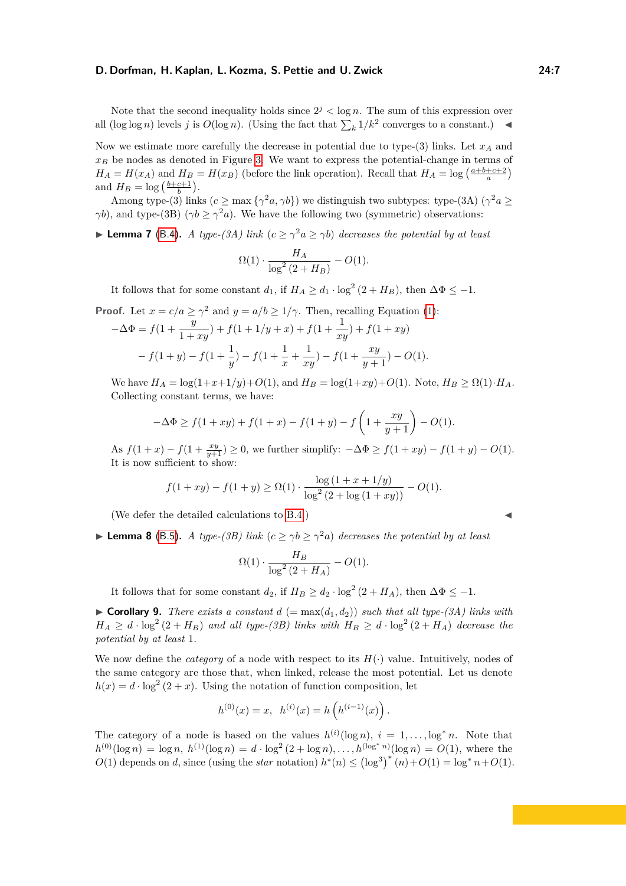Note that the second inequality holds since $2^j < \log n$. The sum of this expression over all $(\log\log n)$ levels $j$ is $O(\log n)$. (Using the fact that $\sum_k 1/k^2$ converges to a constant.) ◀

Now we estimate more carefully the decrease in potential due to type-(3) links. Let $x_A$ and $x_B$ be nodes as denoted in Figure 3. We want to express the potential-change in terms of $H_A = H(x_A)$ and $H_B = H(x_B)$ (before the link operation). Recall that $H_A = \log\left(\frac{a+b+c+2}{a}\right)$ and $H_B = \log\left(\frac{b+c+1}{b}\right)$.

Among type-(3) links ($c \geq \max\{\gamma^2 a, \gamma b\}$) we distinguish two subtypes: type-(3A) ($\gamma^2 a \geq \gamma b$), and type-(3B) ($\gamma b \geq \gamma^2 a$). We have the following two (symmetric) observations:

▶ **Lemma 7** (B.4). *A type-(3A) link ($c \geq \gamma^2 a \geq \gamma b$) decreases the potential by at least*

$$\Omega(1) \cdot \frac{H_A}{\log^2(2 + H_B)} - O(1).$$

It follows that for some constant $d_1$, if $H_A \geq d_1 \cdot \log^2(2 + H_B)$, then $\Delta\Phi \leq -1$.

**Proof.** Let $x = c/a \geq \gamma^2$ and $y = a/b \geq 1/\gamma$. Then, recalling Equation (1):

$$-\Delta\Phi = f(1 + \frac{y}{1+xy}) + f(1 + 1/y + x) + f(1 + \frac{1}{xy}) + f(1 + xy)$$
$$- f(1+y) - f(1 + \frac{1}{y}) - f(1 + \frac{1}{x} + \frac{1}{xy}) - f(1 + \frac{xy}{y+1}) - O(1).$$

We have $H_A = \log(1+x+1/y) + O(1)$, and $H_B = \log(1+xy) + O(1)$. Note, $H_B \geq \Omega(1) \cdot H_A$. Collecting constant terms, we have:

$$-\Delta\Phi \geq f(1+xy) + f(1+x) - f(1+y) - f\left(1 + \frac{xy}{y+1}\right) - O(1).$$

As $f(1+x) - f(1+\frac{xy}{y+1}) \geq 0$, we further simplify: $-\Delta\Phi \geq f(1+xy) - f(1+y) - O(1)$. It is now sufficient to show:

$$f(1+xy) - f(1+y) \geq \Omega(1) \cdot \frac{\log(1 + x + 1/y)}{\log^2(2 + \log(1+xy))} - O(1).$$

(We defer the detailed calculations to B.4) ◀

▶ **Lemma 8** (B.5). *A type-(3B) link ($c \geq \gamma b \geq \gamma^2 a$) decreases the potential by at least*

$$\Omega(1) \cdot \frac{H_B}{\log^2(2 + H_A)} - O(1).$$

It follows that for some constant $d_2$, if $H_B \geq d_2 \cdot \log^2(2 + H_A)$, then $\Delta\Phi \leq -1$.

▶ **Corollary 9.** *There exists a constant $d$ ($= \max(d_1, d_2)$) such that all type-(3A) links with $H_A \geq d \cdot \log^2(2 + H_B)$ and all type-(3B) links with $H_B \geq d \cdot \log^2(2 + H_A)$ decrease the potential by at least 1.*

We now define the *category* of a node with respect to its $H(\cdot)$ value. Intuitively, nodes of the same category are those that, when linked, release the most potential. Let us denote $h(x) = d \cdot \log^2(2 + x)$. Using the notation of function composition, let

$$h^{(0)}(x) = x, \ \ h^{(i)}(x) = h\left(h^{(i-1)}(x)\right).$$

The category of a node is based on the values $h^{(i)}(\log n)$, $i = 1, \ldots, \log^* n$. Note that $h^{(0)}(\log n) = \log n$, $h^{(1)}(\log n) = d \cdot \log^2(2 + \log n), \ldots, h^{(\log^* n)}(\log n) = O(1)$, where the $O(1)$ depends on $d$, since (using the *star* notation) $h^*(n) \leq \left(\log^3\right)^*(n) + O(1) = \log^* n + O(1)$.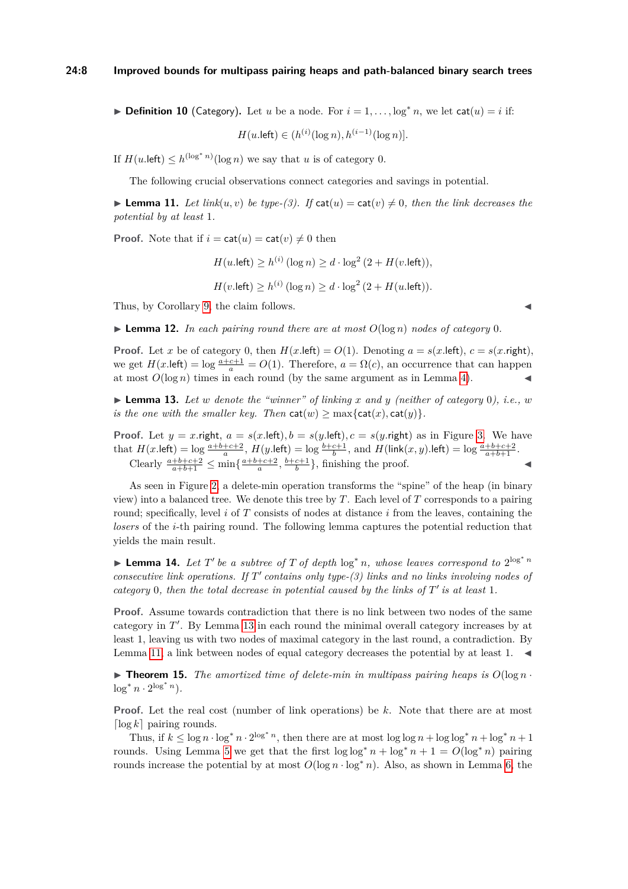▶ **Definition 10** (Category). Let $u$ be a node. For $i = 1, \ldots, \log^* n$, we let $\mathsf{cat}(u) = i$ if:

$$H(u.\mathsf{left}) \in (h^{(i)}(\log n), h^{(i-1)}(\log n)].$$

If $H(u.\mathsf{left}) \leq h^{(\log^* n)}(\log n)$ we say that $u$ is of category 0.

The following crucial observations connect categories and savings in potential.

▶ **Lemma 11.** *Let link$(u, v)$ be type-(3). If $\mathsf{cat}(u) = \mathsf{cat}(v) \neq 0$, then the link decreases the potential by at least 1.*

**Proof.** Note that if $i = \mathsf{cat}(u) = \mathsf{cat}(v) \neq 0$ then

$$H(u.\mathsf{left}) \geq h^{(i)}(\log n) \geq d \cdot \log^2(2 + H(v.\mathsf{left})),$$

$$H(v.\mathsf{left}) \geq h^{(i)}(\log n) \geq d \cdot \log^2(2 + H(u.\mathsf{left})).$$

Thus, by Corollary 9, the claim follows. ◀

▶ **Lemma 12.** *In each pairing round there are at most $O(\log n)$ nodes of category 0.*

**Proof.** Let $x$ be of category 0, then $H(x.\mathsf{left}) = O(1)$. Denoting $a = s(x.\mathsf{left})$, $c = s(x.\mathsf{right})$, we get $H(x.\mathsf{left}) = \log \frac{a+c+1}{a} = O(1)$. Therefore, $a = \Omega(c)$, an occurrence that can happen at most $O(\log n)$ times in each round (by the same argument as in Lemma 4). ◀

▶ **Lemma 13.** *Let $w$ denote the "winner" of linking $x$ and $y$ (neither of category 0), i.e., $w$ is the one with the smaller key. Then $\mathsf{cat}(w) \geq \max\{\mathsf{cat}(x), \mathsf{cat}(y)\}$.*

**Proof.** Let $y = x.\mathsf{right}$, $a = s(x.\mathsf{left}), b = s(y.\mathsf{left}), c = s(y.\mathsf{right})$ as in Figure 3. We have that $H(x.\mathsf{left}) = \log \frac{a+b+c+2}{a}$, $H(y.\mathsf{left}) = \log \frac{b+c+1}{b}$, and $H(\mathsf{link}(x,y).\mathsf{left}) = \log \frac{a+b+c+2}{a+b+1}$. Clearly $\frac{a+b+c+2}{a+b+1} \leq \min\{\frac{a+b+c+2}{a}, \frac{b+c+1}{b}\}$, finishing the proof. ◀

As seen in Figure 2, a delete-min operation transforms the "spine" of the heap (in binary view) into a balanced tree. We denote this tree by $T$. Each level of $T$ corresponds to a pairing round; specifically, level $i$ of $T$ consists of nodes at distance $i$ from the leaves, containing the *losers* of the $i$-th pairing round. The following lemma captures the potential reduction that yields the main result.

▶ **Lemma 14.** *Let $T'$ be a subtree of $T$ of depth $\log^* n$, whose leaves correspond to $2^{\log^* n}$ consecutive link operations. If $T'$ contains only type-(3) links and no links involving nodes of category 0, then the total decrease in potential caused by the links of $T'$ is at least 1.*

**Proof.** Assume towards contradiction that there is no link between two nodes of the same category in $T'$. By Lemma 13 in each round the minimal overall category increases by at least 1, leaving us with two nodes of maximal category in the last round, a contradiction. By Lemma 11, a link between nodes of equal category decreases the potential by at least 1. ◀

▶ **Theorem 15.** *The amortized time of delete-min in multipass pairing heaps is $O(\log n \cdot \log^* n \cdot 2^{\log^* n})$.*

**Proof.** Let the real cost (number of link operations) be $k$. Note that there are at most $\lceil \log k \rceil$ pairing rounds.

Thus, if $k \leq \log n \cdot \log^* n \cdot 2^{\log^* n}$, then there are at most $\log \log n + \log \log^* n + \log^* n + 1$ rounds. Using Lemma 5 we get that the first $\log \log^* n + \log^* n + 1 = O(\log^* n)$ pairing rounds increase the potential by at most $O(\log n \cdot \log^* n)$. Also, as shown in Lemma 6, the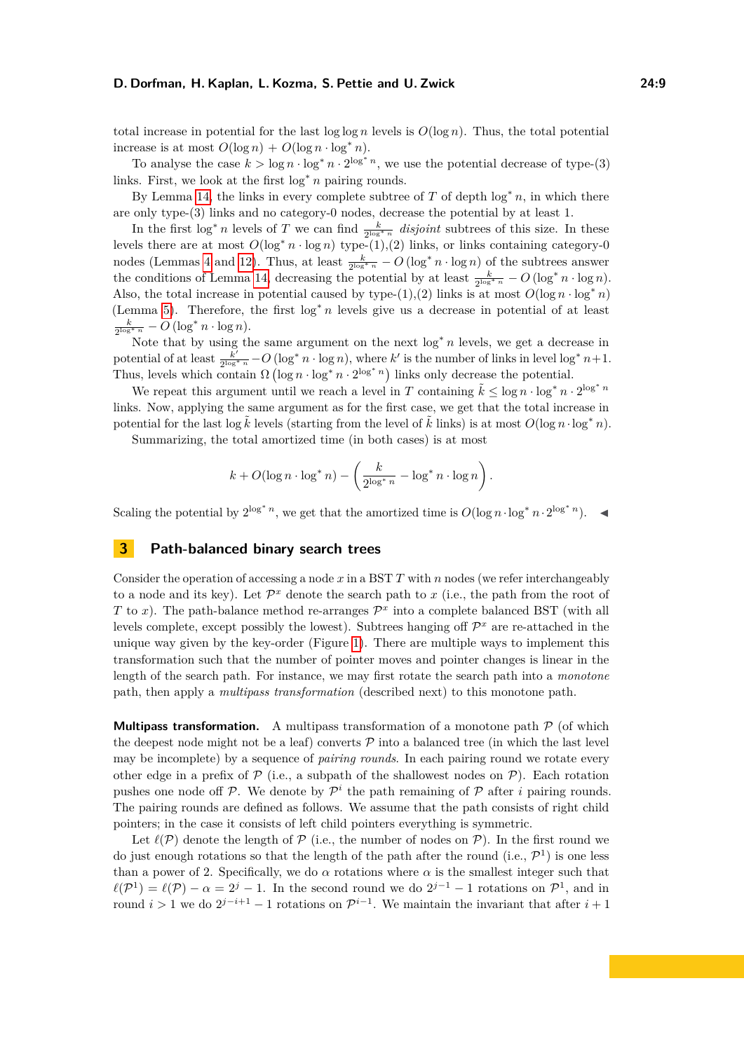total increase in potential for the last $\log\log n$ levels is $O(\log n)$. Thus, the total potential increase is at most $O(\log n) + O(\log n \cdot \log^* n)$.

To analyse the case $k > \log n \cdot \log^* n \cdot 2^{\log^* n}$, we use the potential decrease of type-(3) links. First, we look at the first $\log^* n$ pairing rounds.

By Lemma 14, the links in every complete subtree of $T$ of depth $\log^* n$, in which there are only type-(3) links and no category-0 nodes, decrease the potential by at least 1.

In the first $\log^* n$ levels of $T$ we can find $\frac{k}{2^{\log^* n}}$ *disjoint* subtrees of this size. In these levels there are at most $O(\log^* n \cdot \log n)$ type-(1),(2) links, or links containing category-0 nodes (Lemmas 4 and 12). Thus, at least $\frac{k}{2^{\log^* n}} - O(\log^* n \cdot \log n)$ of the subtrees answer the conditions of Lemma 14, decreasing the potential by at least $\frac{k}{2^{\log^* n}} - O(\log^* n \cdot \log n)$. Also, the total increase in potential caused by type-(1),(2) links is at most $O(\log n \cdot \log^* n)$ (Lemma 5). Therefore, the first $\log^* n$ levels give us a decrease in potential of at least $\frac{k}{2^{\log^* n}} - O(\log^* n \cdot \log n)$.

Note that by using the same argument on the next $\log^* n$ levels, we get a decrease in potential of at least $\frac{k'}{2^{\log^* n}} - O(\log^* n \cdot \log n)$, where $k'$ is the number of links in level $\log^* n+1$. Thus, levels which contain $\Omega\left(\log n \cdot \log^* n \cdot 2^{\log^* n}\right)$ links only decrease the potential.

We repeat this argument until we reach a level in $T$ containing $\tilde{k} \leq \log n \cdot \log^* n \cdot 2^{\log^* n}$ links. Now, applying the same argument as for the first case, we get that the total increase in potential for the last $\log \tilde{k}$ levels (starting from the level of $\tilde{k}$ links) is at most $O(\log n \cdot \log^* n)$.

Summarizing, the total amortized time (in both cases) is at most

$$k + O(\log n \cdot \log^* n) - \left(\frac{k}{2^{\log^* n}} - \log^* n \cdot \log n\right).$$

Scaling the potential by $2^{\log^* n}$, we get that the amortized time is $O(\log n \cdot \log^* n \cdot 2^{\log^* n})$. ◀

## 3 Path-balanced binary search trees

Consider the operation of accessing a node $x$ in a BST $T$ with $n$ nodes (we refer interchangeably to a node and its key). Let $\mathcal{P}^x$ denote the search path to $x$ (i.e., the path from the root of $T$ to $x$). The path-balance method re-arranges $\mathcal{P}^x$ into a complete balanced BST (with all levels complete, except possibly the lowest). Subtrees hanging off $\mathcal{P}^x$ are re-attached in the unique way given by the key-order (Figure 1). There are multiple ways to implement this transformation such that the number of pointer moves and pointer changes is linear in the length of the search path. For instance, we may first rotate the search path into a *monotone* path, then apply a *multipass transformation* (described next) to this monotone path.

**Multipass transformation.** A multipass transformation of a monotone path $\mathcal{P}$ (of which the deepest node might not be a leaf) converts $\mathcal{P}$ into a balanced tree (in which the last level may be incomplete) by a sequence of *pairing rounds*. In each pairing round we rotate every other edge in a prefix of $\mathcal{P}$ (i.e., a subpath of the shallowest nodes on $\mathcal{P}$). Each rotation pushes one node off $\mathcal{P}$. We denote by $\mathcal{P}^i$ the path remaining of $\mathcal{P}$ after $i$ pairing rounds. The pairing rounds are defined as follows. We assume that the path consists of right child pointers; in the case it consists of left child pointers everything is symmetric.

Let $\ell(\mathcal{P})$ denote the length of $\mathcal{P}$ (i.e., the number of nodes on $\mathcal{P}$). In the first round we do just enough rotations so that the length of the path after the round (i.e., $\mathcal{P}^1$) is one less than a power of 2. Specifically, we do $\alpha$ rotations where $\alpha$ is the smallest integer such that $\ell(\mathcal{P}^1) = \ell(\mathcal{P}) - \alpha = 2^j - 1$. In the second round we do $2^{j-1} - 1$ rotations on $\mathcal{P}^1$, and in round $i > 1$ we do $2^{j-i+1} - 1$ rotations on $\mathcal{P}^{i-1}$. We maintain the invariant that after $i + 1$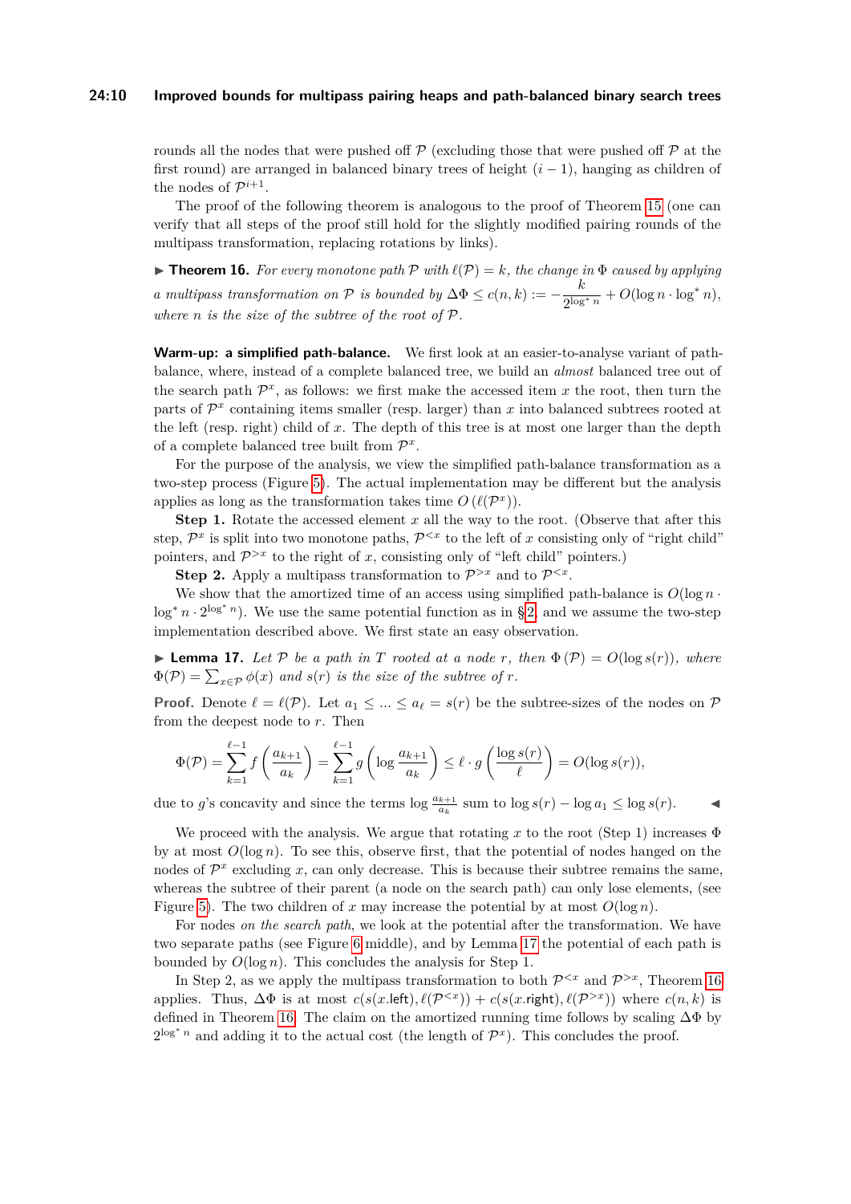rounds all the nodes that were pushed off $\mathcal{P}$ (excluding those that were pushed off $\mathcal{P}$ at the first round) are arranged in balanced binary trees of height $(i-1)$, hanging as children of the nodes of $\mathcal{P}^{i+1}$.

The proof of the following theorem is analogous to the proof of Theorem 15 (one can verify that all steps of the proof still hold for the slightly modified pairing rounds of the multipass transformation, replacing rotations by links).

▶ **Theorem 16.** *For every monotone path $\mathcal{P}$ with $\ell(\mathcal{P}) = k$, the change in $\Phi$ caused by applying a multipass transformation on $\mathcal{P}$ is bounded by $\Delta\Phi \leq c(n,k) := -\frac{k}{2^{\log^* n}} + O(\log n \cdot \log^* n)$, where $n$ is the size of the subtree of the root of $\mathcal{P}$.*

**Warm-up: a simplified path-balance.** We first look at an easier-to-analyse variant of path-balance, where, instead of a complete balanced tree, we build an *almost* balanced tree out of the search path $\mathcal{P}^x$, as follows: we first make the accessed item $x$ the root, then turn the parts of $\mathcal{P}^x$ containing items smaller (resp. larger) than $x$ into balanced subtrees rooted at the left (resp. right) child of $x$. The depth of this tree is at most one larger than the depth of a complete balanced tree built from $\mathcal{P}^x$.

For the purpose of the analysis, we view the simplified path-balance transformation as a two-step process (Figure 5). The actual implementation may be different but the analysis applies as long as the transformation takes time $O(\ell(\mathcal{P}^x))$.

**Step 1.** Rotate the accessed element $x$ all the way to the root. (Observe that after this step, $\mathcal{P}^x$ is split into two monotone paths, $\mathcal{P}^{<x}$ to the left of $x$ consisting only of "right child" pointers, and $\mathcal{P}^{>x}$ to the right of $x$, consisting only of "left child" pointers.)

**Step 2.** Apply a multipass transformation to $\mathcal{P}^{>x}$ and to $\mathcal{P}^{<x}$.

We show that the amortized time of an access using simplified path-balance is $O(\log n \cdot \log^* n \cdot 2^{\log^* n})$. We use the same potential function as in §2, and we assume the two-step implementation described above. We first state an easy observation.

▶ **Lemma 17.** *Let $\mathcal{P}$ be a path in $T$ rooted at a node $r$, then $\Phi(\mathcal{P}) = O(\log s(r))$, where $\Phi(\mathcal{P}) = \sum_{x \in \mathcal{P}} \phi(x)$ and $s(r)$ is the size of the subtree of $r$.*

**Proof.** Denote $\ell = \ell(\mathcal{P})$. Let $a_1 \leq \ldots \leq a_\ell = s(r)$ be the subtree-sizes of the nodes on $\mathcal{P}$ from the deepest node to $r$. Then

$$\Phi(\mathcal{P}) = \sum_{k=1}^{\ell-1} f\left(\frac{a_{k+1}}{a_k}\right) = \sum_{k=1}^{\ell-1} g\left(\log \frac{a_{k+1}}{a_k}\right) \leq \ell \cdot g\left(\frac{\log s(r)}{\ell}\right) = O(\log s(r)),$$

due to $g$'s concavity and since the terms $\log \frac{a_{k+1}}{a_k}$ sum to $\log s(r) - \log a_1 \leq \log s(r)$. ◀

We proceed with the analysis. We argue that rotating $x$ to the root (Step 1) increases $\Phi$ by at most $O(\log n)$. To see this, observe first, that the potential of nodes hanged on the nodes of $\mathcal{P}^x$ excluding $x$, can only decrease. This is because their subtree remains the same, whereas the subtree of their parent (a node on the search path) can only lose elements, (see Figure 5). The two children of $x$ may increase the potential by at most $O(\log n)$.

For nodes *on the search path*, we look at the potential after the transformation. We have two separate paths (see Figure 6 middle), and by Lemma 17 the potential of each path is bounded by $O(\log n)$. This concludes the analysis for Step 1.

In Step 2, as we apply the multipass transformation to both $\mathcal{P}^{<x}$ and $\mathcal{P}^{>x}$, Theorem 16 applies. Thus, $\Delta\Phi$ is at most $c(s(x.\mathsf{left}), \ell(\mathcal{P}^{<x})) + c(s(x.\mathsf{right}), \ell(\mathcal{P}^{>x}))$ where $c(n,k)$ is defined in Theorem 16. The claim on the amortized running time follows by scaling $\Delta\Phi$ by $2^{\log^* n}$ and adding it to the actual cost (the length of $\mathcal{P}^x$). This concludes the proof.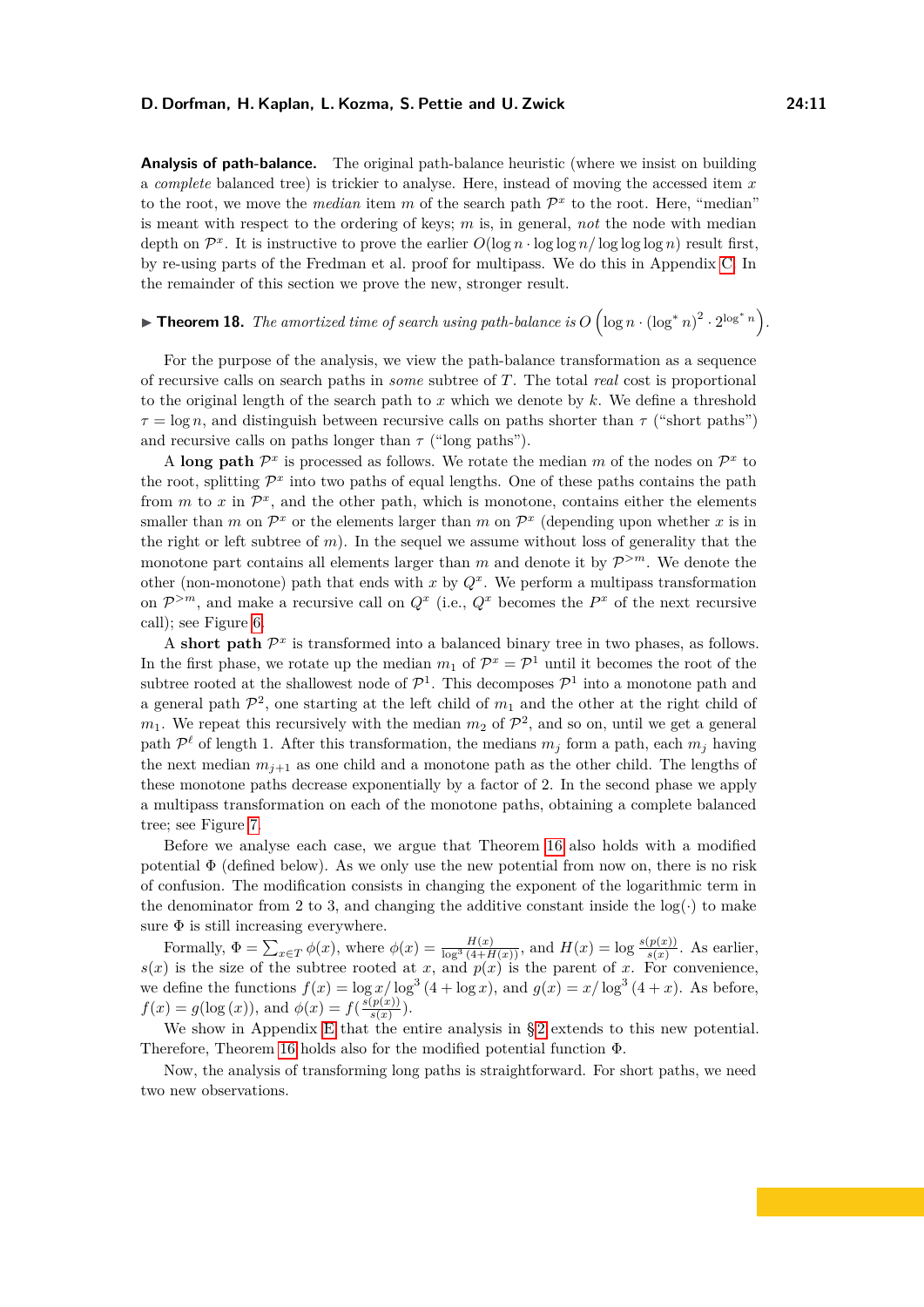**Analysis of path-balance.** The original path-balance heuristic (where we insist on building a *complete* balanced tree) is trickier to analyse. Here, instead of moving the accessed item $x$ to the root, we move the *median* item $m$ of the search path $\mathcal{P}^x$ to the root. Here, "median" is meant with respect to the ordering of keys; $m$ is, in general, *not* the node with median depth on $\mathcal{P}^x$. It is instructive to prove the earlier $O(\log n \cdot \log\log n/\log\log\log n)$ result first, by re-using parts of the Fredman et al. proof for multipass. We do this in Appendix C. In the remainder of this section we prove the new, stronger result.

▶ **Theorem 18.** *The amortized time of search using path-balance is* $O\left(\log n \cdot (\log^* n)^2 \cdot 2^{\log^* n}\right)$.

For the purpose of the analysis, we view the path-balance transformation as a sequence of recursive calls on search paths in *some* subtree of $T$. The total *real* cost is proportional to the original length of the search path to $x$ which we denote by $k$. We define a threshold $\tau = \log n$, and distinguish between recursive calls on paths shorter than $\tau$ ("short paths") and recursive calls on paths longer than $\tau$ ("long paths").

A **long path** $\mathcal{P}^x$ is processed as follows. We rotate the median $m$ of the nodes on $\mathcal{P}^x$ to the root, splitting $\mathcal{P}^x$ into two paths of equal lengths. One of these paths contains the path from $m$ to $x$ in $\mathcal{P}^x$, and the other path, which is monotone, contains either the elements smaller than $m$ on $\mathcal{P}^x$ or the elements larger than $m$ on $\mathcal{P}^x$ (depending upon whether $x$ is in the right or left subtree of $m$). In the sequel we assume without loss of generality that the monotone part contains all elements larger than $m$ and denote it by $\mathcal{P}^{>m}$. We denote the other (non-monotone) path that ends with $x$ by $Q^x$. We perform a multipass transformation on $\mathcal{P}^{>m}$, and make a recursive call on $Q^x$ (i.e., $Q^x$ becomes the $P^x$ of the next recursive call); see Figure 6.

A **short path** $\mathcal{P}^x$ is transformed into a balanced binary tree in two phases, as follows. In the first phase, we rotate up the median $m_1$ of $\mathcal{P}^x = \mathcal{P}^1$ until it becomes the root of the subtree rooted at the shallowest node of $\mathcal{P}^1$. This decomposes $\mathcal{P}^1$ into a monotone path and a general path $\mathcal{P}^2$, one starting at the left child of $m_1$ and the other at the right child of $m_1$. We repeat this recursively with the median $m_2$ of $\mathcal{P}^2$, and so on, until we get a general path $\mathcal{P}^\ell$ of length 1. After this transformation, the medians $m_j$ form a path, each $m_j$ having the next median $m_{j+1}$ as one child and a monotone path as the other child. The lengths of these monotone paths decrease exponentially by a factor of 2. In the second phase we apply a multipass transformation on each of the monotone paths, obtaining a complete balanced tree; see Figure 7.

Before we analyse each case, we argue that Theorem 16 also holds with a modified potential $\Phi$ (defined below). As we only use the new potential from now on, there is no risk of confusion. The modification consists in changing the exponent of the logarithmic term in the denominator from 2 to 3, and changing the additive constant inside the $\log(\cdot)$ to make sure $\Phi$ is still increasing everywhere.

Formally, $\Phi = \sum_{x \in T} \phi(x)$, where $\phi(x) = \frac{H(x)}{\log^3(4+H(x))}$, and $H(x) = \log \frac{s(p(x))}{s(x)}$. As earlier, $s(x)$ is the size of the subtree rooted at $x$, and $p(x)$ is the parent of $x$. For convenience, we define the functions $f(x) = \log x / \log^3(4 + \log x)$, and $g(x) = x/\log^3(4+x)$. As before, $f(x) = g(\log(x))$, and $\phi(x) = f(\frac{s(p(x))}{s(x)})$.

We show in Appendix E that the entire analysis in §2 extends to this new potential. Therefore, Theorem 16 holds also for the modified potential function $\Phi$.

Now, the analysis of transforming long paths is straightforward. For short paths, we need two new observations.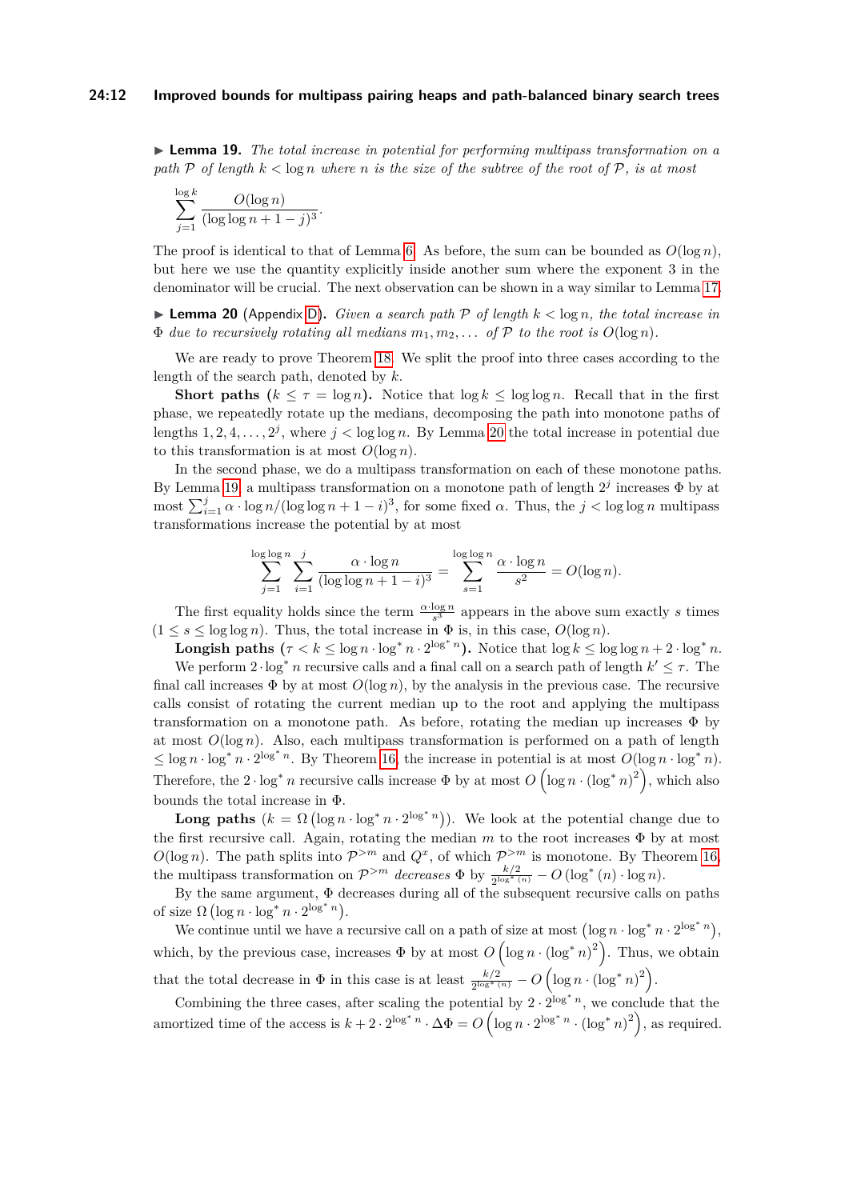▶ **Lemma 19.** *The total increase in potential for performing multipass transformation on a path $\mathcal{P}$ of length $k < \log n$ where $n$ is the size of the subtree of the root of $\mathcal{P}$, is at most*

$$\sum_{j=1}^{\log k} \frac{O(\log n)}{(\log\log n + 1 - j)^3}.$$

The proof is identical to that of Lemma 6. As before, the sum can be bounded as $O(\log n)$, but here we use the quantity explicitly inside another sum where the exponent 3 in the denominator will be crucial. The next observation can be shown in a way similar to Lemma 17.

▶ **Lemma 20** (Appendix D)**.** *Given a search path $\mathcal{P}$ of length $k < \log n$, the total increase in $\Phi$ due to recursively rotating all medians $m_1, m_2, \dots$ of $\mathcal{P}$ to the root is $O(\log n)$.*

We are ready to prove Theorem 18. We split the proof into three cases according to the length of the search path, denoted by $k$.

**Short paths ($k \le \tau = \log n$).** Notice that $\log k \le \log\log n$. Recall that in the first phase, we repeatedly rotate up the medians, decomposing the path into monotone paths of lengths $1, 2, 4, \dots, 2^j$, where $j < \log\log n$. By Lemma 20 the total increase in potential due to this transformation is at most $O(\log n)$.

In the second phase, we do a multipass transformation on each of these monotone paths. By Lemma 19, a multipass transformation on a monotone path of length $2^j$ increases $\Phi$ by at most $\sum_{i=1}^{j} \alpha \cdot \log n/(\log\log n + 1 - i)^3$, for some fixed $\alpha$. Thus, the $j < \log\log n$ multipass transformations increase the potential by at most

$$\sum_{j=1}^{\log\log n} \sum_{i=1}^{j} \frac{\alpha \cdot \log n}{(\log\log n + 1 - i)^3} = \sum_{s=1}^{\log\log n} \frac{\alpha \cdot \log n}{s^2} = O(\log n).$$

The first equality holds since the term $\frac{\alpha \cdot \log n}{s^3}$ appears in the above sum exactly $s$ times $(1 \le s \le \log\log n)$. Thus, the total increase in $\Phi$ is, in this case, $O(\log n)$.

**Longish paths ($\tau < k \le \log n \cdot \log^* n \cdot 2^{\log^* n}$).** Notice that $\log k \le \log\log n + 2 \cdot \log^* n$.

We perform $2 \cdot \log^* n$ recursive calls and a final call on a search path of length $k' \le \tau$. The final call increases $\Phi$ by at most $O(\log n)$, by the analysis in the previous case. The recursive calls consist of rotating the current median up to the root and applying the multipass transformation on a monotone path. As before, rotating the median up increases $\Phi$ by at most $O(\log n)$. Also, each multipass transformation is performed on a path of length $\le \log n \cdot \log^* n \cdot 2^{\log^* n}$. By Theorem 16, the increase in potential is at most $O(\log n \cdot \log^* n)$. Therefore, the $2 \cdot \log^* n$ recursive calls increase $\Phi$ by at most $O\left(\log n \cdot (\log^* n)^2\right)$, which also bounds the total increase in $\Phi$.

**Long paths** $(k = \Omega\left(\log n \cdot \log^* n \cdot 2^{\log^* n}\right))$. We look at the potential change due to the first recursive call. Again, rotating the median $m$ to the root increases $\Phi$ by at most $O(\log n)$. The path splits into $\mathcal{P}^{>m}$ and $Q^x$, of which $\mathcal{P}^{>m}$ is monotone. By Theorem 16, the multipass transformation on $\mathcal{P}^{>m}$ *decreases* $\Phi$ by $\frac{k/2}{2^{\log^*(n)}} - O\left(\log^*(n) \cdot \log n\right)$.

By the same argument, $\Phi$ decreases during all of the subsequent recursive calls on paths of size $\Omega\left(\log n \cdot \log^* n \cdot 2^{\log^* n}\right)$.

We continue until we have a recursive call on a path of size at most $\left(\log n \cdot \log^* n \cdot 2^{\log^* n}\right)$, which, by the previous case, increases $\Phi$ by at most $O\left(\log n \cdot (\log^* n)^2\right)$. Thus, we obtain that the total decrease in $\Phi$ in this case is at least $\frac{k/2}{2^{\log^*(n)}} - O\left(\log n \cdot (\log^* n)^2\right)$.

Combining the three cases, after scaling the potential by $2 \cdot 2^{\log^* n}$, we conclude that the amortized time of the access is $k + 2 \cdot 2^{\log^* n} \cdot \Delta\Phi = O\left(\log n \cdot 2^{\log^* n} \cdot (\log^* n)^2\right)$, as required.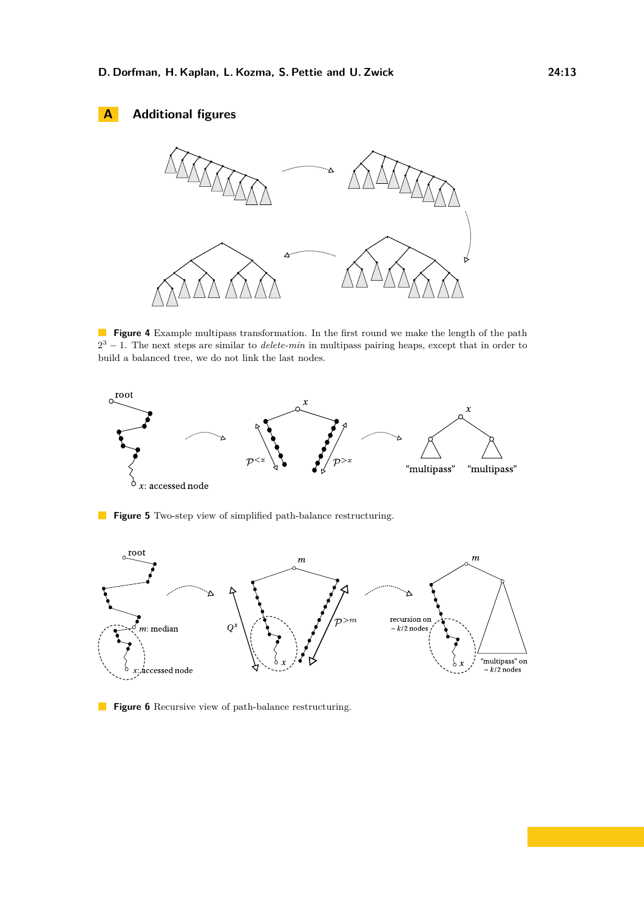# A Additional figures

**Figure 4** Example multipass transformation. In the first round we make the length of the path $2^3 - 1$. The next steps are similar to *delete-min* in multipass pairing heaps, except that in order to build a balanced tree, we do not link the last nodes.

**Figure 5** Two-step view of simplified path-balance restructuring.

**Figure 6** Recursive view of path-balance restructuring.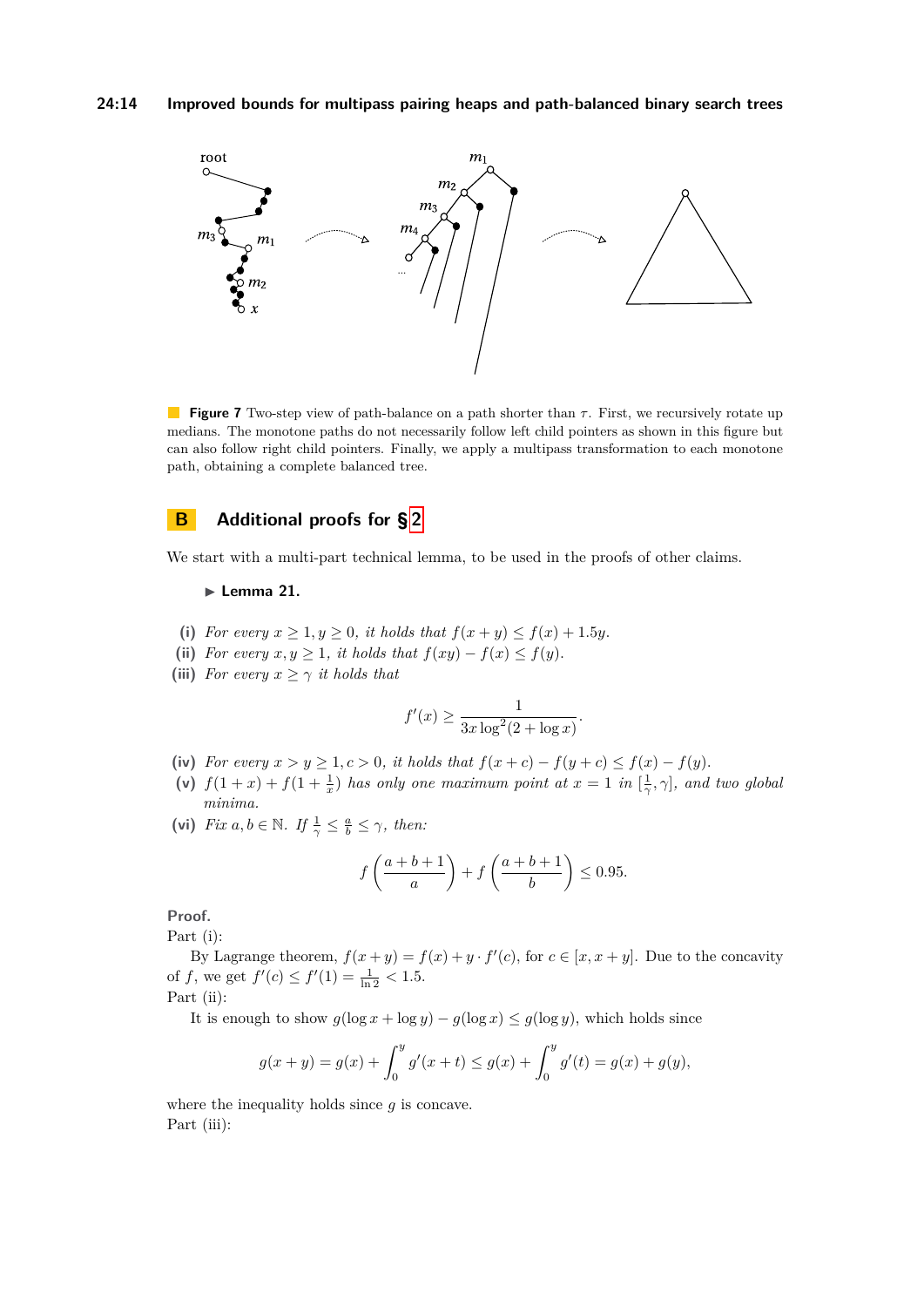**Figure 7** Two-step view of path-balance on a path shorter than $\tau$. First, we recursively rotate up medians. The monotone paths do not necessarily follow left child pointers as shown in this figure but can also follow right child pointers. Finally, we apply a multipass transformation to each monotone path, obtaining a complete balanced tree.

## B Additional proofs for §2

We start with a multi-part technical lemma, to be used in the proofs of other claims.

▶ **Lemma 21.**

**(i)** *For every $x \geq 1, y \geq 0$, it holds that $f(x+y) \leq f(x) + 1.5y$.*

**(ii)** *For every $x, y \geq 1$, it holds that $f(xy) - f(x) \leq f(y)$.*

**(iii)** *For every $x \geq \gamma$ it holds that*

$$f'(x) \geq \frac{1}{3x \log^2(2 + \log x)}.$$

**(iv)** *For every $x > y \geq 1, c > 0$, it holds that $f(x+c) - f(y+c) \leq f(x) - f(y)$.*

**(v)** *$f(1+x) + f(1+\frac{1}{x})$ has only one maximum point at $x = 1$ in $[\frac{1}{\gamma}, \gamma]$, and two global minima.*

**(vi)** *Fix $a, b \in \mathbb{N}$. If $\frac{1}{\gamma} \leq \frac{a}{b} \leq \gamma$, then:*

$$f\left(\frac{a+b+1}{a}\right) + f\left(\frac{a+b+1}{b}\right) \leq 0.95.$$

**Proof.**

Part (i):

By Lagrange theorem, $f(x+y) = f(x) + y \cdot f'(c)$, for $c \in [x, x+y]$. Due to the concavity of $f$, we get $f'(c) \leq f'(1) = \frac{1}{\ln 2} < 1.5$.

Part (ii):

It is enough to show $g(\log x + \log y) - g(\log x) \leq g(\log y)$, which holds since

$$g(x+y) = g(x) + \int_0^y g'(x+t) \leq g(x) + \int_0^y g'(t) = g(x) + g(y),$$

where the inequality holds since $g$ is concave.

Part (iii):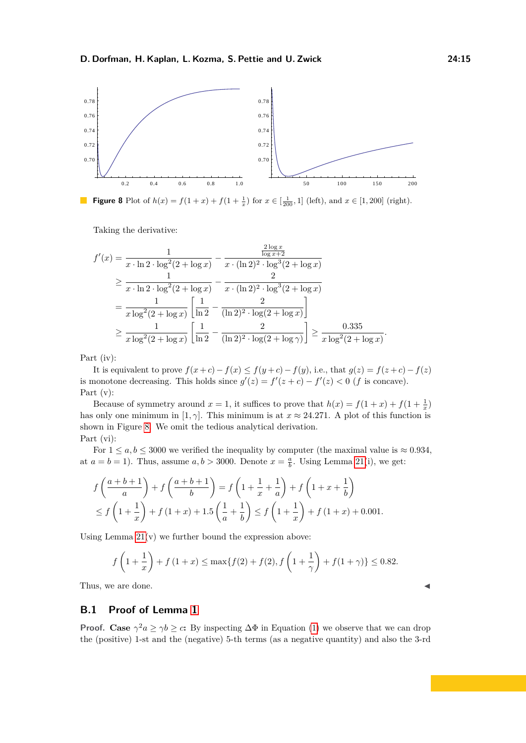Figure 8 Plot of $h(x) = f(1+x) + f(1+\frac{1}{x})$ for $x \in [\frac{1}{200}, 1]$ (left), and $x \in [1, 200]$ (right).

Taking the derivative:

$$
\begin{aligned}
f'(x) &= \frac{1}{x \cdot \ln 2 \cdot \log^2(2+\log x)} - \frac{\frac{2\log x}{\log x + 2}}{x \cdot (\ln 2)^2 \cdot \log^3(2+\log x)} \\
&\geq \frac{1}{x \cdot \ln 2 \cdot \log^2(2+\log x)} - \frac{2}{x \cdot (\ln 2)^2 \cdot \log^3(2+\log x)} \\
&= \frac{1}{x \log^2(2+\log x)} \left[ \frac{1}{\ln 2} - \frac{2}{(\ln 2)^2 \cdot \log(2+\log x)} \right] \\
&\geq \frac{1}{x \log^2(2+\log x)} \left[ \frac{1}{\ln 2} - \frac{2}{(\ln 2)^2 \cdot \log(2+\log \gamma)} \right] \geq \frac{0.335}{x \log^2(2+\log x)}.
\end{aligned}
$$

Part (iv):

It is equivalent to prove $f(x+c) - f(x) \leq f(y+c) - f(y)$, i.e., that $g(z) = f(z+c) - f(z)$ is monotone decreasing. This holds since $g'(z) = f'(z+c) - f'(z) < 0$ ($f$ is concave).

Part (v):

Because of symmetry around $x = 1$, it suffices to prove that $h(x) = f(1+x) + f(1+\frac{1}{x})$ has only one minimum in $[1, \gamma]$. This minimum is at $x \approx 24.271$. A plot of this function is shown in Figure 8. We omit the tedious analytical derivation.

Part (vi):

For $1 \leq a, b \leq 3000$ we verified the inequality by computer (the maximal value is $\approx 0.934$, at $a = b = 1$). Thus, assume $a, b > 3000$. Denote $x = \frac{a}{b}$. Using Lemma 21(i), we get:

$$
\begin{aligned}
& f\left(\frac{a+b+1}{a}\right) + f\left(\frac{a+b+1}{b}\right) = f\left(1 + \frac{1}{x} + \frac{1}{a}\right) + f\left(1 + x + \frac{1}{b}\right) \\
& \leq f\left(1 + \frac{1}{x}\right) + f\left(1+x\right) + 1.5\left(\frac{1}{a} + \frac{1}{b}\right) \leq f\left(1 + \frac{1}{x}\right) + f\left(1+x\right) + 0.001.
\end{aligned}
$$

Using Lemma 21(v) we further bound the expression above:

$$
f\left(1 + \frac{1}{x}\right) + f\left(1+x\right) \leq \max\{f(2) + f(2), f\left(1 + \frac{1}{\gamma}\right) + f(1+\gamma)\} \leq 0.82.
$$

Thus, we are done. ◀

## B.1 Proof of Lemma 1

**Proof. Case $\gamma^2 a \geq \gamma b \geq c$:** By inspecting $\Delta\Phi$ in Equation (1) we observe that we can drop the (positive) 1-st and the (negative) 5-th terms (as a negative quantity) and also the 3-rd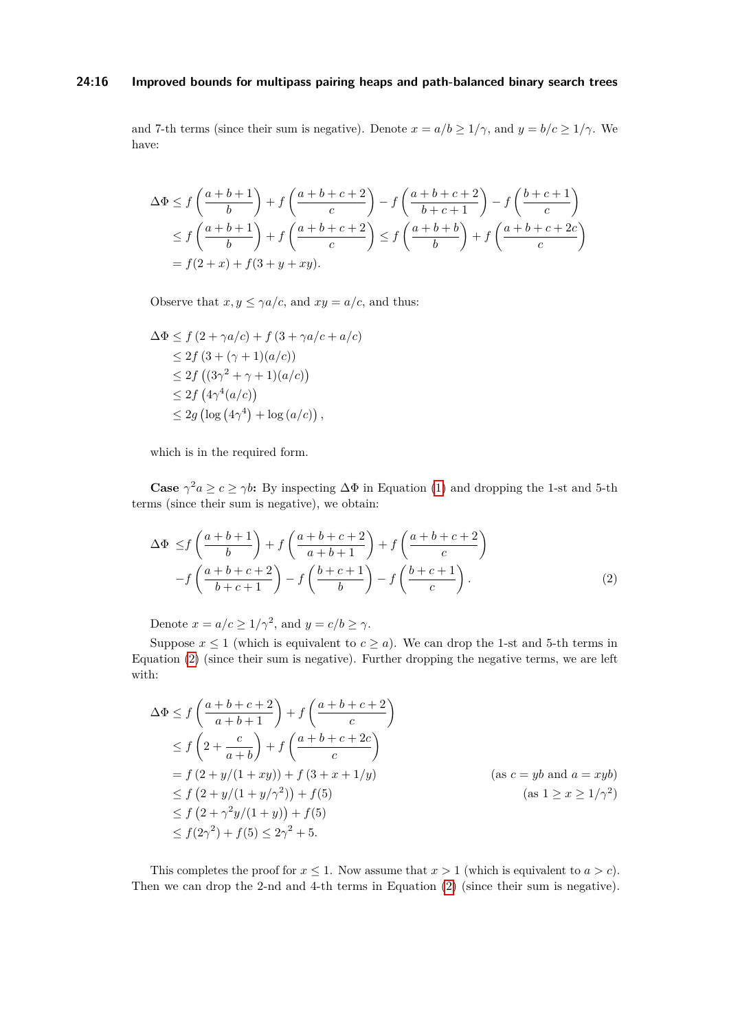and 7-th terms (since their sum is negative). Denote $x = a/b \geq 1/\gamma$, and $y = b/c \geq 1/\gamma$. We have:

$$
\begin{aligned}
\Delta\Phi &\leq f\left(\frac{a+b+1}{b}\right) + f\left(\frac{a+b+c+2}{c}\right) - f\left(\frac{a+b+c+2}{b+c+1}\right) - f\left(\frac{b+c+1}{c}\right) \\
&\leq f\left(\frac{a+b+1}{b}\right) + f\left(\frac{a+b+c+2}{c}\right) \leq f\left(\frac{a+b+b}{b}\right) + f\left(\frac{a+b+c+2c}{c}\right) \\
&= f(2+x) + f(3+y+xy).
\end{aligned}
$$

Observe that $x, y \leq \gamma a/c$, and $xy = a/c$, and thus:

$$
\begin{aligned}
\Delta\Phi &\leq f\left(2 + \gamma a/c\right) + f\left(3 + \gamma a/c + a/c\right) \\
&\leq 2f\left(3 + (\gamma+1)(a/c)\right) \\
&\leq 2f\left((3\gamma^2 + \gamma + 1)(a/c)\right) \\
&\leq 2f\left(4\gamma^4(a/c)\right) \\
&\leq 2g\left(\log\left(4\gamma^4\right) + \log\left(a/c\right)\right),
\end{aligned}
$$

which is in the required form.

**Case $\gamma^2 a \geq c \geq \gamma b$:** By inspecting $\Delta\Phi$ in Equation (1) and dropping the 1-st and 5-th terms (since their sum is negative), we obtain:

$$
\begin{aligned}
\Delta\Phi \ \leq & f\left(\frac{a+b+1}{b}\right) + f\left(\frac{a+b+c+2}{a+b+1}\right) + f\left(\frac{a+b+c+2}{c}\right) \\
& - f\left(\frac{a+b+c+2}{b+c+1}\right) - f\left(\frac{b+c+1}{b}\right) - f\left(\frac{b+c+1}{c}\right).
\end{aligned} \tag{2}
$$

Denote $x = a/c \geq 1/\gamma^2$, and $y = c/b \geq \gamma$.

Suppose $x \leq 1$ (which is equivalent to $c \geq a$). We can drop the 1-st and 5-th terms in Equation (2) (since their sum is negative). Further dropping the negative terms, we are left with:

$$
\begin{aligned}
\Delta\Phi &\leq f\left(\frac{a+b+c+2}{a+b+1}\right) + f\left(\frac{a+b+c+2}{c}\right) \\
&\leq f\left(2 + \frac{c}{a+b}\right) + f\left(\frac{a+b+c+2c}{c}\right) \\
&= f\left(2 + y/(1+xy)\right) + f\left(3 + x + 1/y\right) && \text{(as } c = yb \text{ and } a = xyb\text{)} \\
&\leq f\left(2 + y/(1+y/\gamma^2)\right) + f(5) && \text{(as } 1 \geq x \geq 1/\gamma^2\text{)} \\
&\leq f\left(2 + \gamma^2 y/(1+y)\right) + f(5) \\
&\leq f(2\gamma^2) + f(5) \leq 2\gamma^2 + 5.
\end{aligned}
$$

This completes the proof for $x \leq 1$. Now assume that $x > 1$ (which is equivalent to $a > c$). Then we can drop the 2-nd and 4-th terms in Equation (2) (since their sum is negative).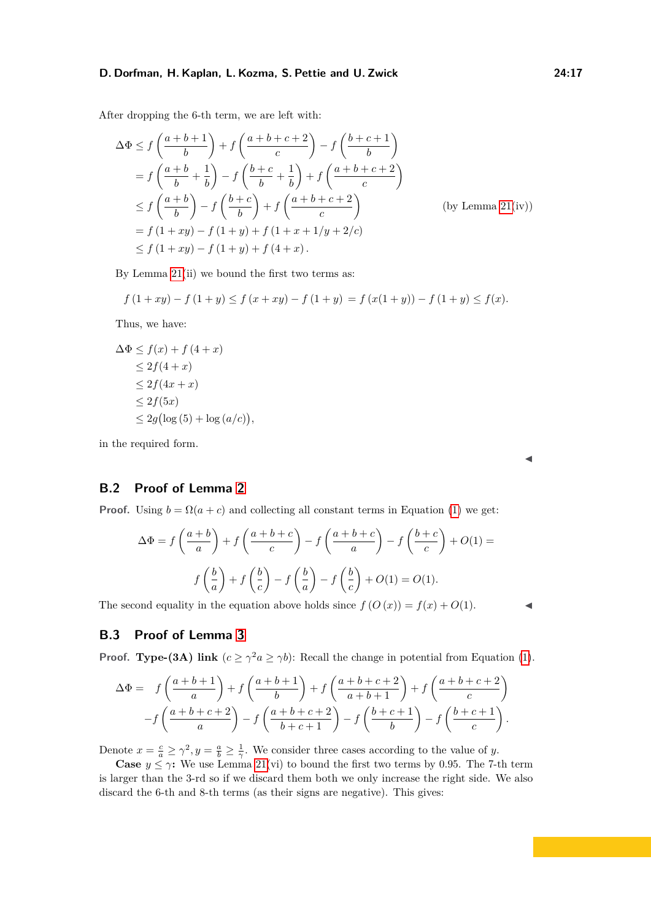After dropping the 6-th term, we are left with:

$$
\begin{aligned}
\Delta\Phi &\leq f\left(\frac{a+b+1}{b}\right) + f\left(\frac{a+b+c+2}{c}\right) - f\left(\frac{b+c+1}{b}\right) \\
&= f\left(\frac{a+b}{b} + \frac{1}{b}\right) - f\left(\frac{b+c}{b} + \frac{1}{b}\right) + f\left(\frac{a+b+c+2}{c}\right) \\
&\leq f\left(\frac{a+b}{b}\right) - f\left(\frac{b+c}{b}\right) + f\left(\frac{a+b+c+2}{c}\right) \qquad \text{(by Lemma 21(iv))} \\
&= f\left(1+xy\right) - f\left(1+y\right) + f\left(1+x+1/y+2/c\right) \\
&\leq f\left(1+xy\right) - f\left(1+y\right) + f\left(4+x\right).
\end{aligned}
$$

By Lemma 21(ii) we bound the first two terms as:

$$
f\left(1+xy\right) - f\left(1+y\right) \leq f\left(x+xy\right) - f\left(1+y\right) = f\left(x(1+y)\right) - f\left(1+y\right) \leq f(x).
$$

Thus, we have:

$$
\begin{aligned}
\Delta\Phi &\leq f(x) + f\left(4+x\right) \\
&\leq 2f(4+x) \\
&\leq 2f(4x+x) \\
&\leq 2f(5x) \\
&\leq 2g\big(\log(5) + \log(a/c)\big),
\end{aligned}
$$

in the required form. ◂

## B.2 Proof of Lemma 2

**Proof.** Using $b = \Omega(a+c)$ and collecting all constant terms in Equation (1) we get:

$$
\Delta\Phi = f\left(\frac{a+b}{a}\right) + f\left(\frac{a+b+c}{c}\right) - f\left(\frac{a+b+c}{a}\right) - f\left(\frac{b+c}{c}\right) + O(1) =
$$

$$
f\left(\frac{b}{a}\right) + f\left(\frac{b}{c}\right) - f\left(\frac{b}{a}\right) - f\left(\frac{b}{c}\right) + O(1) = O(1).
$$

The second equality in the equation above holds since $f\left(O\left(x\right)\right) = f(x) + O(1)$. ◂

## B.3 Proof of Lemma 3

**Proof. Type-(3A) link** ($c \geq \gamma^2 a \geq \gamma b$): Recall the change in potential from Equation (1).

$$
\begin{aligned}
\Delta\Phi = \;& f\left(\frac{a+b+1}{a}\right) + f\left(\frac{a+b+1}{b}\right) + f\left(\frac{a+b+c+2}{a+b+1}\right) + f\left(\frac{a+b+c+2}{c}\right) \\
&- f\left(\frac{a+b+c+2}{a}\right) - f\left(\frac{a+b+c+2}{b+c+1}\right) - f\left(\frac{b+c+1}{b}\right) - f\left(\frac{b+c+1}{c}\right).
\end{aligned}
$$

Denote $x = \frac{c}{a} \geq \gamma^2, y = \frac{a}{b} \geq \frac{1}{\gamma}$. We consider three cases according to the value of $y$.

**Case $y \leq \gamma$:** We use Lemma 21(vi) to bound the first two terms by 0.95. The 7-th term is larger than the 3-rd so if we discard them both we only increase the right side. We also discard the 6-th and 8-th terms (as their signs are negative). This gives: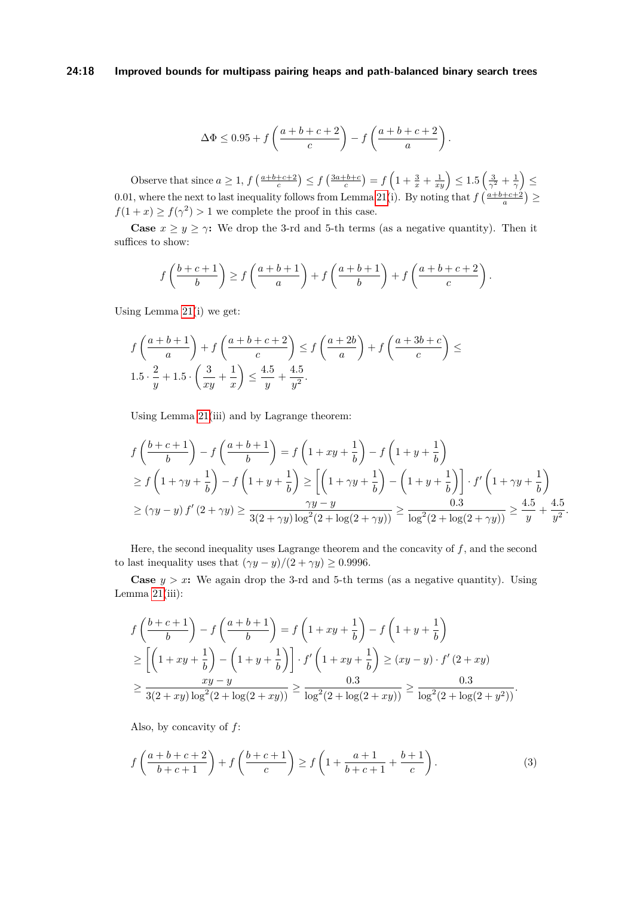$$\Delta\Phi \leq 0.95 + f\left(\frac{a+b+c+2}{c}\right) - f\left(\frac{a+b+c+2}{a}\right).$$

Observe that since $a \geq 1$, $f\left(\frac{a+b+c+2}{c}\right) \leq f\left(\frac{3a+b+c}{c}\right) = f\left(1 + \frac{3}{x} + \frac{1}{xy}\right) \leq 1.5\left(\frac{3}{\gamma^2} + \frac{1}{\gamma}\right) \leq 0.01$, where the next to last inequality follows from Lemma 21(i). By noting that $f\left(\frac{a+b+c+2}{a}\right) \geq f(1+x) \geq f(\gamma^2) > 1$ we complete the proof in this case.

**Case $x \geq y \geq \gamma$:** We drop the 3-rd and 5-th terms (as a negative quantity). Then it suffices to show:

$$f\left(\frac{b+c+1}{b}\right) \geq f\left(\frac{a+b+1}{a}\right) + f\left(\frac{a+b+1}{b}\right) + f\left(\frac{a+b+c+2}{c}\right).$$

Using Lemma 21(i) we get:

$$f\left(\frac{a+b+1}{a}\right) + f\left(\frac{a+b+c+2}{c}\right) \leq f\left(\frac{a+2b}{a}\right) + f\left(\frac{a+3b+c}{c}\right) \leq$$
$$1.5 \cdot \frac{2}{y} + 1.5 \cdot \left(\frac{3}{xy} + \frac{1}{x}\right) \leq \frac{4.5}{y} + \frac{4.5}{y^2}.$$

Using Lemma 21(iii) and by Lagrange theorem:

$$f\left(\frac{b+c+1}{b}\right) - f\left(\frac{a+b+1}{b}\right) = f\left(1 + xy + \frac{1}{b}\right) - f\left(1 + y + \frac{1}{b}\right)$$
$$\geq f\left(1 + \gamma y + \frac{1}{b}\right) - f\left(1 + y + \frac{1}{b}\right) \geq \left[\left(1 + \gamma y + \frac{1}{b}\right) - \left(1 + y + \frac{1}{b}\right)\right] \cdot f'\left(1 + \gamma y + \frac{1}{b}\right)$$
$$\geq (\gamma y - y)\, f'\left(2 + \gamma y\right) \geq \frac{\gamma y - y}{3(2+\gamma y)\log^2(2 + \log(2+\gamma y))} \geq \frac{0.3}{\log^2(2 + \log(2+\gamma y))} \geq \frac{4.5}{y} + \frac{4.5}{y^2}.$$

Here, the second inequality uses Lagrange theorem and the concavity of $f$, and the second to last inequality uses that $(\gamma y - y)/(2 + \gamma y) \geq 0.9996$.

**Case $y > x$:** We again drop the 3-rd and 5-th terms (as a negative quantity). Using Lemma 21(iii):

$$f\left(\frac{b+c+1}{b}\right) - f\left(\frac{a+b+1}{b}\right) = f\left(1 + xy + \frac{1}{b}\right) - f\left(1 + y + \frac{1}{b}\right)$$
$$\geq \left[\left(1 + xy + \frac{1}{b}\right) - \left(1 + y + \frac{1}{b}\right)\right] \cdot f'\left(1 + xy + \frac{1}{b}\right) \geq (xy - y) \cdot f'\left(2 + xy\right)$$
$$\geq \frac{xy - y}{3(2+xy)\log^2(2 + \log(2+xy))} \geq \frac{0.3}{\log^2(2 + \log(2+xy))} \geq \frac{0.3}{\log^2(2 + \log(2+y^2))}.$$

Also, by concavity of $f$:

$$f\left(\frac{a+b+c+2}{b+c+1}\right) + f\left(\frac{b+c+1}{c}\right) \geq f\left(1 + \frac{a+1}{b+c+1} + \frac{b+1}{c}\right). \tag{3}$$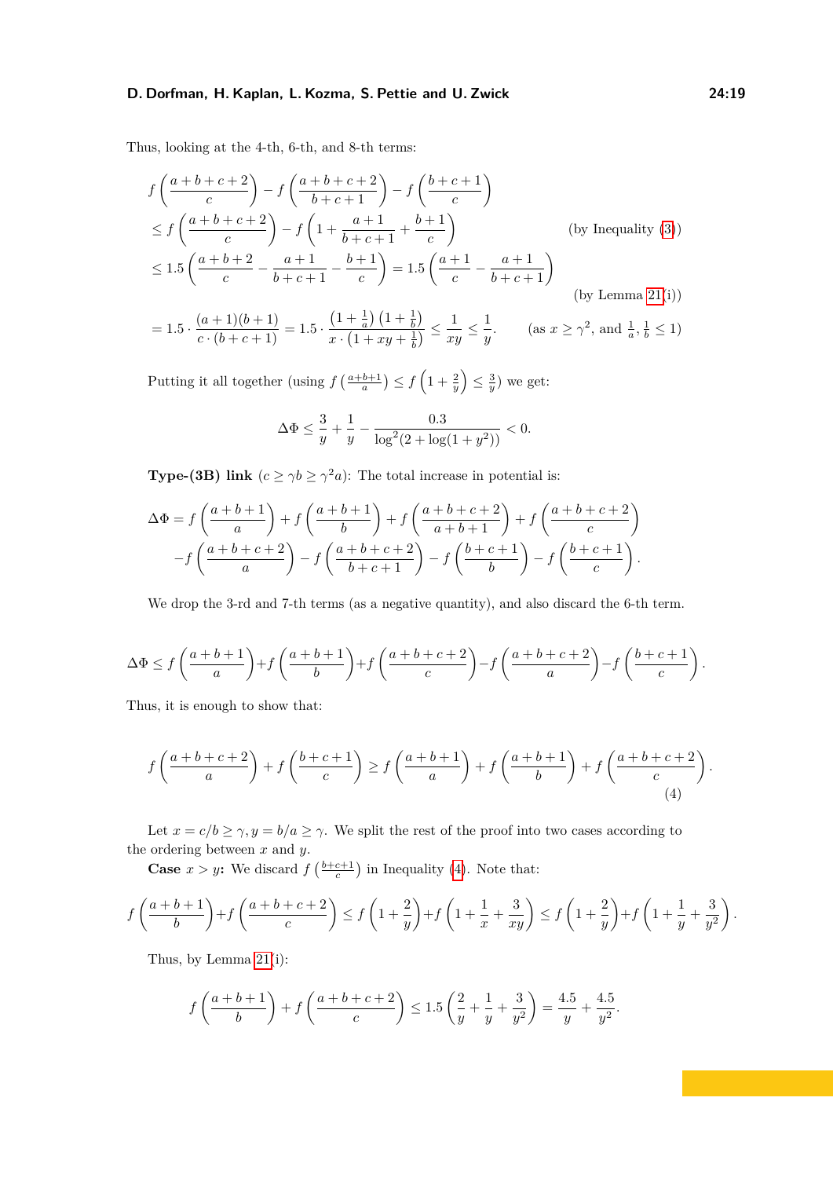Thus, looking at the 4-th, 6-th, and 8-th terms:

$$
\begin{aligned}
& f\left(\frac{a+b+c+2}{c}\right) - f\left(\frac{a+b+c+2}{b+c+1}\right) - f\left(\frac{b+c+1}{c}\right) \\
& \le f\left(\frac{a+b+c+2}{c}\right) - f\left(1 + \frac{a+1}{b+c+1} + \frac{b+1}{c}\right) \qquad \text{(by Inequality (3))} \\
& \le 1.5\left(\frac{a+b+2}{c} - \frac{a+1}{b+c+1} - \frac{b+1}{c}\right) = 1.5\left(\frac{a+1}{c} - \frac{a+1}{b+c+1}\right) \\
& \qquad \text{(by Lemma 21(i))} \\
& = 1.5 \cdot \frac{(a+1)(b+1)}{c\cdot(b+c+1)} = 1.5 \cdot \frac{\left(1+\frac{1}{a}\right)\left(1+\frac{1}{b}\right)}{x\cdot\left(1+xy+\frac{1}{b}\right)} \le \frac{1}{xy} \le \frac{1}{y}. \qquad \text{(as } x \ge \gamma^2\text{, and } \tfrac{1}{a}, \tfrac{1}{b} \le 1\text{)}
\end{aligned}
$$

Putting it all together (using $f\left(\frac{a+b+1}{a}\right) \le f\left(1+\frac{2}{y}\right) \le \frac{3}{y}$) we get:

$$
\Delta\Phi \le \frac{3}{y} + \frac{1}{y} - \frac{0.3}{\log^2(2+\log(1+y^2))} < 0.
$$

**Type-(3B) link** ($c \ge \gamma b \ge \gamma^2 a$): The total increase in potential is:

$$
\begin{aligned}
\Delta\Phi = {} & f\left(\frac{a+b+1}{a}\right) + f\left(\frac{a+b+1}{b}\right) + f\left(\frac{a+b+c+2}{a+b+1}\right) + f\left(\frac{a+b+c+2}{c}\right) \\
& - f\left(\frac{a+b+c+2}{a}\right) - f\left(\frac{a+b+c+2}{b+c+1}\right) - f\left(\frac{b+c+1}{b}\right) - f\left(\frac{b+c+1}{c}\right).
\end{aligned}
$$

We drop the 3-rd and 7-th terms (as a negative quantity), and also discard the 6-th term.

$$
\Delta\Phi \le f\left(\frac{a+b+1}{a}\right) + f\left(\frac{a+b+1}{b}\right) + f\left(\frac{a+b+c+2}{c}\right) - f\left(\frac{a+b+c+2}{a}\right) - f\left(\frac{b+c+1}{c}\right).
$$

Thus, it is enough to show that:

$$
f\left(\frac{a+b+c+2}{a}\right) + f\left(\frac{b+c+1}{c}\right) \ge f\left(\frac{a+b+1}{a}\right) + f\left(\frac{a+b+1}{b}\right) + f\left(\frac{a+b+c+2}{c}\right). \tag{4}
$$

Let $x = c/b \ge \gamma, y = b/a \ge \gamma$. We split the rest of the proof into two cases according to the ordering between $x$ and $y$.

**Case $x > y$:** We discard $f\left(\frac{b+c+1}{c}\right)$ in Inequality (4). Note that:

$$
f\left(\frac{a+b+1}{b}\right) + f\left(\frac{a+b+c+2}{c}\right) \le f\left(1+\frac{2}{y}\right) + f\left(1+\frac{1}{x}+\frac{3}{xy}\right) \le f\left(1+\frac{2}{y}\right) + f\left(1+\frac{1}{y}+\frac{3}{y^2}\right).
$$

Thus, by Lemma 21(i):

$$
f\left(\frac{a+b+1}{b}\right) + f\left(\frac{a+b+c+2}{c}\right) \le 1.5\left(\frac{2}{y}+\frac{1}{y}+\frac{3}{y^2}\right) = \frac{4.5}{y} + \frac{4.5}{y^2}.
$$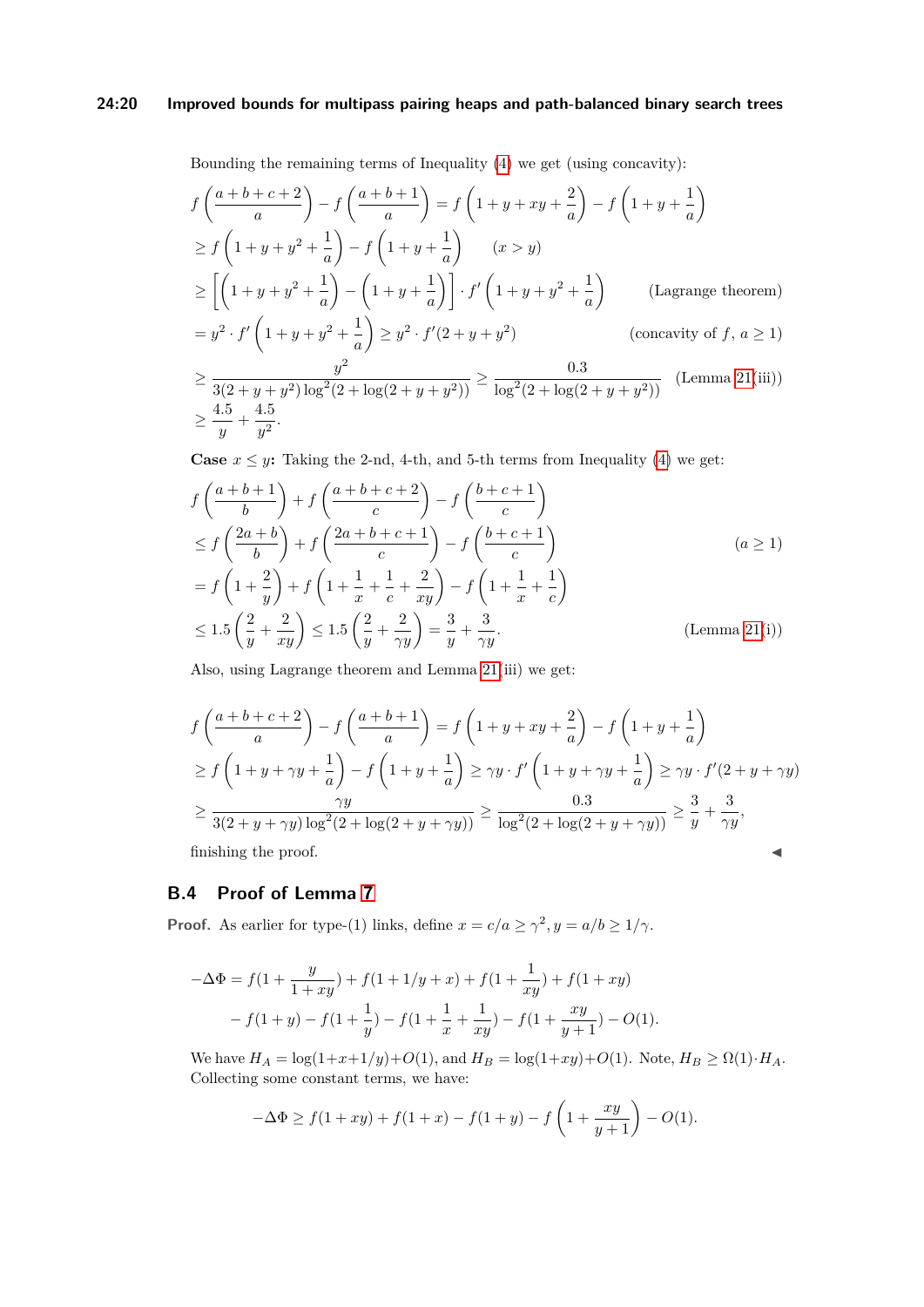Bounding the remaining terms of Inequality (4) we get (using concavity):

$$
\begin{aligned}
&f\left(\frac{a+b+c+2}{a}\right) - f\left(\frac{a+b+1}{a}\right) = f\left(1+y+xy+\frac{2}{a}\right) - f\left(1+y+\frac{1}{a}\right) \\
&\geq f\left(1+y+y^2+\frac{1}{a}\right) - f\left(1+y+\frac{1}{a}\right) \qquad (x>y) \\
&\geq \left[\left(1+y+y^2+\frac{1}{a}\right) - \left(1+y+\frac{1}{a}\right)\right] \cdot f'\left(1+y+y^2+\frac{1}{a}\right) \qquad \text{(Lagrange theorem)} \\
&= y^2 \cdot f'\left(1+y+y^2+\frac{1}{a}\right) \geq y^2 \cdot f'(2+y+y^2) \qquad (\text{concavity of } f,\ a \geq 1) \\
&\geq \frac{y^2}{3(2+y+y^2)\log^2(2+\log(2+y+y^2))} \geq \frac{0.3}{\log^2(2+\log(2+y+y^2))} \qquad \text{(Lemma 21(iii))} \\
&\geq \frac{4.5}{y} + \frac{4.5}{y^2}.
\end{aligned}
$$

**Case $x \leq y$:** Taking the 2-nd, 4-th, and 5-th terms from Inequality (4) we get:

$$
\begin{aligned}
&f\left(\frac{a+b+1}{b}\right) + f\left(\frac{a+b+c+2}{c}\right) - f\left(\frac{b+c+1}{c}\right) \\
&\leq f\left(\frac{2a+b}{b}\right) + f\left(\frac{2a+b+c+1}{c}\right) - f\left(\frac{b+c+1}{c}\right) \qquad (a \geq 1) \\
&= f\left(1+\frac{2}{y}\right) + f\left(1+\frac{1}{x}+\frac{1}{c}+\frac{2}{xy}\right) - f\left(1+\frac{1}{x}+\frac{1}{c}\right) \\
&\leq 1.5\left(\frac{2}{y}+\frac{2}{xy}\right) \leq 1.5\left(\frac{2}{y}+\frac{2}{\gamma y}\right) = \frac{3}{y} + \frac{3}{\gamma y}. \qquad \text{(Lemma 21(i))}
\end{aligned}
$$

Also, using Lagrange theorem and Lemma 21(iii) we get:

$$
\begin{aligned}
&f\left(\frac{a+b+c+2}{a}\right) - f\left(\frac{a+b+1}{a}\right) = f\left(1+y+xy+\frac{2}{a}\right) - f\left(1+y+\frac{1}{a}\right) \\
&\geq f\left(1+y+\gamma y+\frac{1}{a}\right) - f\left(1+y+\frac{1}{a}\right) \geq \gamma y \cdot f'\left(1+y+\gamma y+\frac{1}{a}\right) \geq \gamma y \cdot f'(2+y+\gamma y) \\
&\geq \frac{\gamma y}{3(2+y+\gamma y)\log^2(2+\log(2+y+\gamma y))} \geq \frac{0.3}{\log^2(2+\log(2+y+\gamma y))} \geq \frac{3}{y} + \frac{3}{\gamma y},
\end{aligned}
$$

finishing the proof. ◀

## B.4 Proof of Lemma 7

**Proof.** As earlier for type-(1) links, define $x = c/a \geq \gamma^2, y = a/b \geq 1/\gamma$.

$$
\begin{aligned}
-\Delta\Phi = &f(1+\frac{y}{1+xy}) + f(1+1/y+x) + f(1+\frac{1}{xy}) + f(1+xy) \\
&- f(1+y) - f(1+\frac{1}{y}) - f(1+\frac{1}{x}+\frac{1}{xy}) - f(1+\frac{xy}{y+1}) - O(1).
\end{aligned}
$$

We have $H_A = \log(1+x+1/y)+O(1)$, and $H_B = \log(1+xy)+O(1)$. Note, $H_B \geq \Omega(1)\cdot H_A$. Collecting some constant terms, we have:

$$
-\Delta\Phi \geq f(1+xy) + f(1+x) - f(1+y) - f\left(1+\frac{xy}{y+1}\right) - O(1).
$$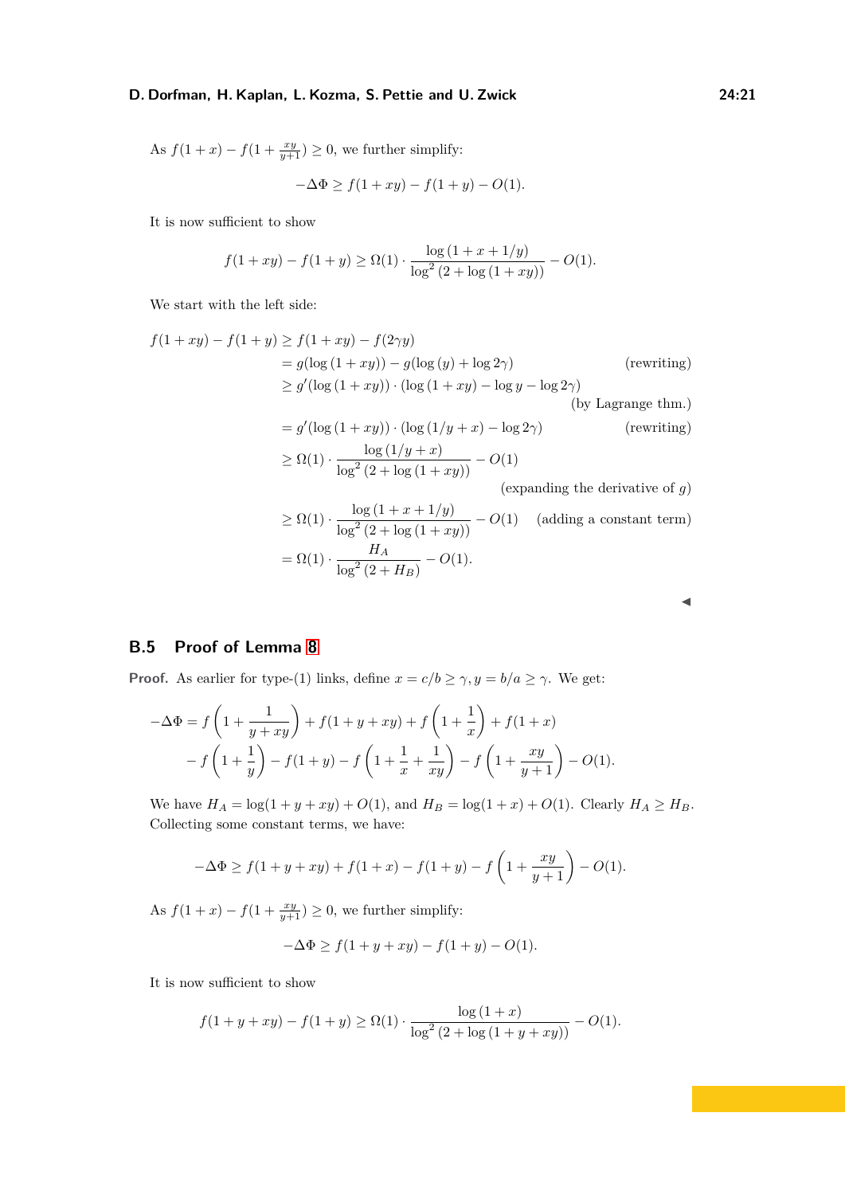As $f(1+x) - f(1+\frac{xy}{y+1}) \geq 0$, we further simplify:

$$-\Delta\Phi \geq f(1+xy) - f(1+y) - O(1).$$

It is now sufficient to show

$$f(1+xy) - f(1+y) \geq \Omega(1) \cdot \frac{\log(1+x+1/y)}{\log^2(2+\log(1+xy))} - O(1).$$

We start with the left side:

$$\begin{aligned}
f(1+xy) - f(1+y) &\geq f(1+xy) - f(2\gamma y) \\
&= g(\log(1+xy)) - g(\log(y) + \log 2\gamma) && \text{(rewriting)} \\
&\geq g'(\log(1+xy)) \cdot (\log(1+xy) - \log y - \log 2\gamma) \\
& && \text{(by Lagrange thm.)} \\
&= g'(\log(1+xy)) \cdot (\log(1/y+x) - \log 2\gamma) && \text{(rewriting)} \\
&\geq \Omega(1) \cdot \frac{\log(1/y+x)}{\log^2(2+\log(1+xy))} - O(1) \\
& && \text{(expanding the derivative of } g\text{)} \\
&\geq \Omega(1) \cdot \frac{\log(1+x+1/y)}{\log^2(2+\log(1+xy))} - O(1) && \text{(adding a constant term)} \\
&= \Omega(1) \cdot \frac{H_A}{\log^2(2+H_B)} - O(1).
\end{aligned}$$

◀

## B.5 Proof of Lemma 8

**Proof.** As earlier for type-(1) links, define $x = c/b \geq \gamma, y = b/a \geq \gamma$. We get:

$$\begin{aligned}
-\Delta\Phi = {} & f\left(1 + \frac{1}{y+xy}\right) + f(1+y+xy) + f\left(1+\frac{1}{x}\right) + f(1+x) \\
& - f\left(1+\frac{1}{y}\right) - f(1+y) - f\left(1+\frac{1}{x}+\frac{1}{xy}\right) - f\left(1+\frac{xy}{y+1}\right) - O(1).
\end{aligned}$$

We have $H_A = \log(1+y+xy) + O(1)$, and $H_B = \log(1+x) + O(1)$. Clearly $H_A \geq H_B$. Collecting some constant terms, we have:

$$-\Delta\Phi \geq f(1+y+xy) + f(1+x) - f(1+y) - f\left(1+\frac{xy}{y+1}\right) - O(1).$$

As $f(1+x) - f(1+\frac{xy}{y+1}) \geq 0$, we further simplify:

$$-\Delta\Phi \geq f(1+y+xy) - f(1+y) - O(1).$$

It is now sufficient to show

$$f(1+y+xy) - f(1+y) \geq \Omega(1) \cdot \frac{\log(1+x)}{\log^2(2+\log(1+y+xy))} - O(1).$$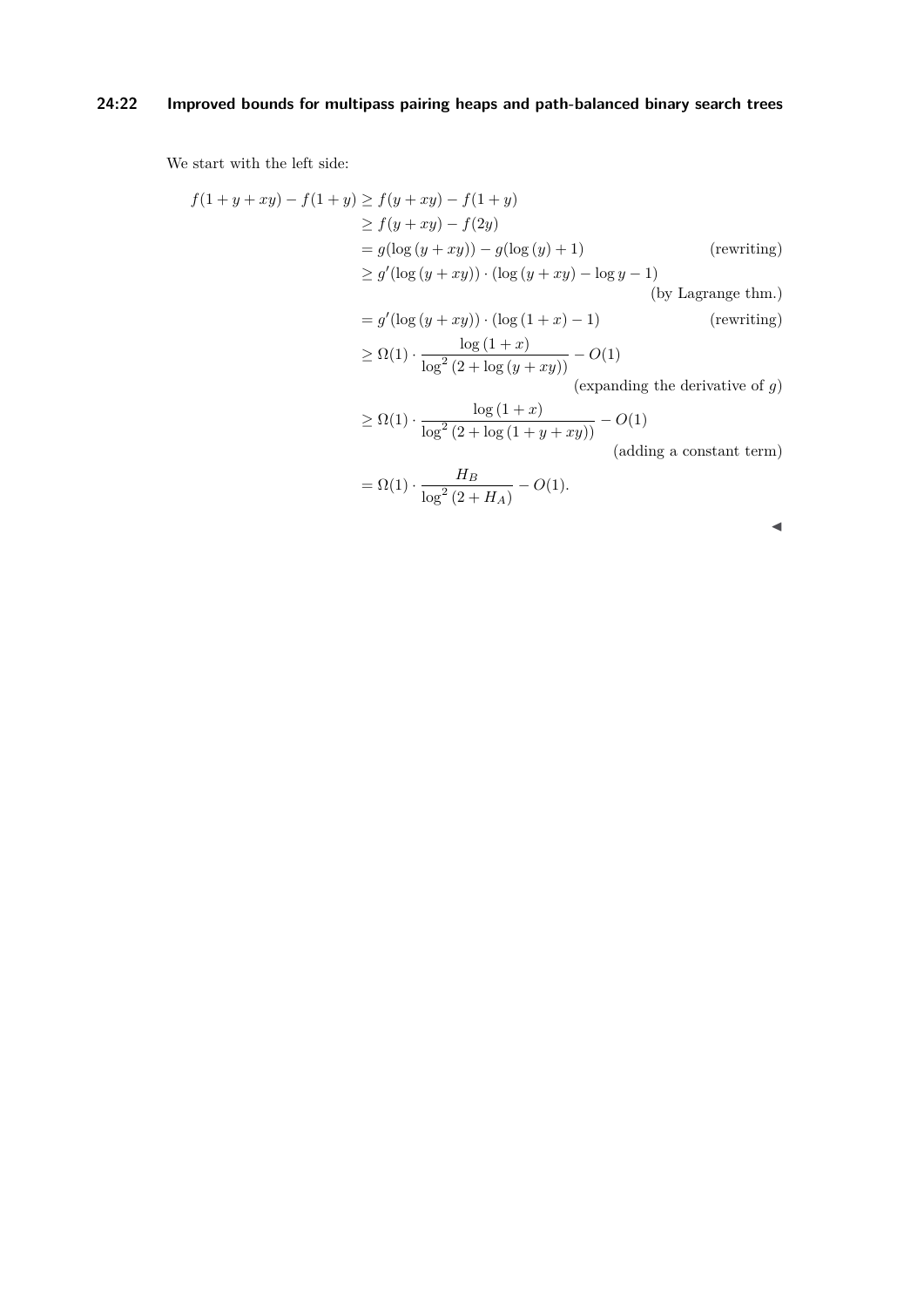We start with the left side:

$$
\begin{aligned}
f(1+y+xy) - f(1+y) &\geq f(y+xy) - f(1+y) \\
&\geq f(y+xy) - f(2y) \\
&= g(\log(y+xy)) - g(\log(y)+1) && \text{(rewriting)} \\
&\geq g'(\log(y+xy)) \cdot (\log(y+xy) - \log y - 1) \\
& && \text{(by Lagrange thm.)} \\
&= g'(\log(y+xy)) \cdot (\log(1+x) - 1) && \text{(rewriting)} \\
&\geq \Omega(1) \cdot \frac{\log(1+x)}{\log^2(2+\log(y+xy))} - O(1) \\
& && \text{(expanding the derivative of } g\text{)} \\
&\geq \Omega(1) \cdot \frac{\log(1+x)}{\log^2(2+\log(1+y+xy))} - O(1) \\
& && \text{(adding a constant term)} \\
&= \Omega(1) \cdot \frac{H_B}{\log^2(2+H_A)} - O(1).
\end{aligned}
$$

◀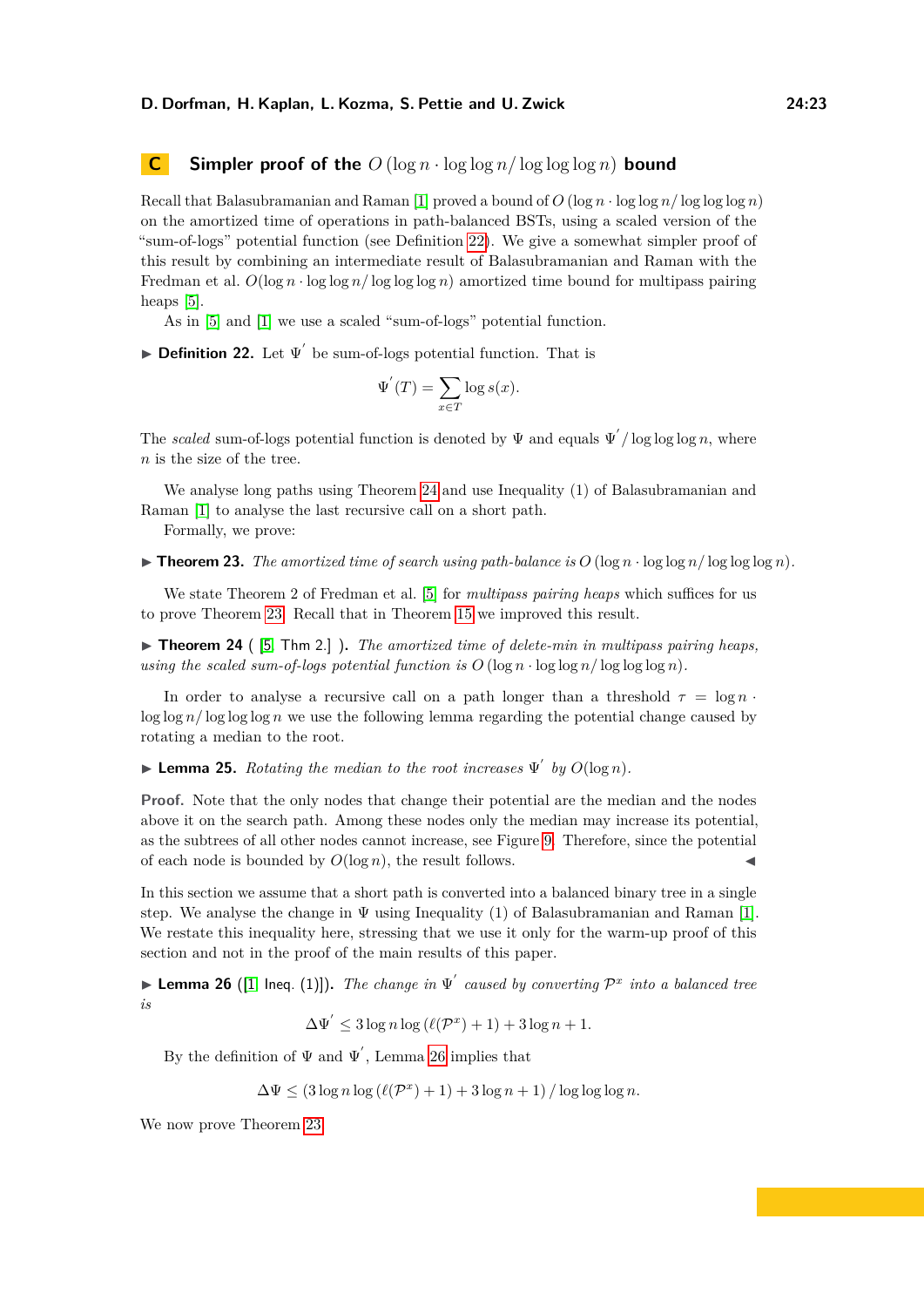## C Simpler proof of the $O(\log n \cdot \log\log n / \log\log\log n)$ bound

Recall that Balasubramanian and Raman [1] proved a bound of $O(\log n \cdot \log\log n / \log\log\log n)$ on the amortized time of operations in path-balanced BSTs, using a scaled version of the "sum-of-logs" potential function (see Definition 22). We give a somewhat simpler proof of this result by combining an intermediate result of Balasubramanian and Raman with the Fredman et al. $O(\log n \cdot \log\log n / \log\log\log n)$ amortized time bound for multipass pairing heaps [5].

As in [5] and [1] we use a scaled "sum-of-logs" potential function.

▶ **Definition 22.** Let $\Psi'$ be sum-of-logs potential function. That is

$$\Psi'(T) = \sum_{x \in T} \log s(x).$$

The *scaled* sum-of-logs potential function is denoted by $\Psi$ and equals $\Psi' / \log\log\log n$, where $n$ is the size of the tree.

We analyse long paths using Theorem 24 and use Inequality (1) of Balasubramanian and Raman [1] to analyse the last recursive call on a short path.

Formally, we prove:

▶ **Theorem 23.** *The amortized time of search using path-balance is $O(\log n \cdot \log\log n / \log\log\log n)$.*

We state Theorem 2 of Fredman et al. [5] for *multipass pairing heaps* which suffices for us to prove Theorem 23. Recall that in Theorem 15 we improved this result.

▶ **Theorem 24** ([5, Thm 2.]). *The amortized time of delete-min in multipass pairing heaps, using the scaled sum-of-logs potential function is $O(\log n \cdot \log\log n / \log\log\log n)$.*

In order to analyse a recursive call on a path longer than a threshold $\tau = \log n \cdot \log\log n / \log\log\log n$ we use the following lemma regarding the potential change caused by rotating a median to the root.

▶ **Lemma 25.** *Rotating the median to the root increases $\Psi'$ by $O(\log n)$.*

**Proof.** Note that the only nodes that change their potential are the median and the nodes above it on the search path. Among these nodes only the median may increase its potential, as the subtrees of all other nodes cannot increase, see Figure 9. Therefore, since the potential of each node is bounded by $O(\log n)$, the result follows. ◀

In this section we assume that a short path is converted into a balanced binary tree in a single step. We analyse the change in $\Psi$ using Inequality (1) of Balasubramanian and Raman [1]. We restate this inequality here, stressing that we use it only for the warm-up proof of this section and not in the proof of the main results of this paper.

▶ **Lemma 26** ([1, Ineq. (1)]). *The change in $\Psi'$ caused by converting $\mathcal{P}^x$ into a balanced tree is*

$$\Delta\Psi' \leq 3 \log n \log \left(\ell(\mathcal{P}^x) + 1\right) + 3 \log n + 1.$$

By the definition of $\Psi$ and $\Psi'$, Lemma 26 implies that

$$\Delta\Psi \leq \left(3 \log n \log \left(\ell(\mathcal{P}^x) + 1\right) + 3 \log n + 1\right) / \log\log\log n.$$

We now prove Theorem 23.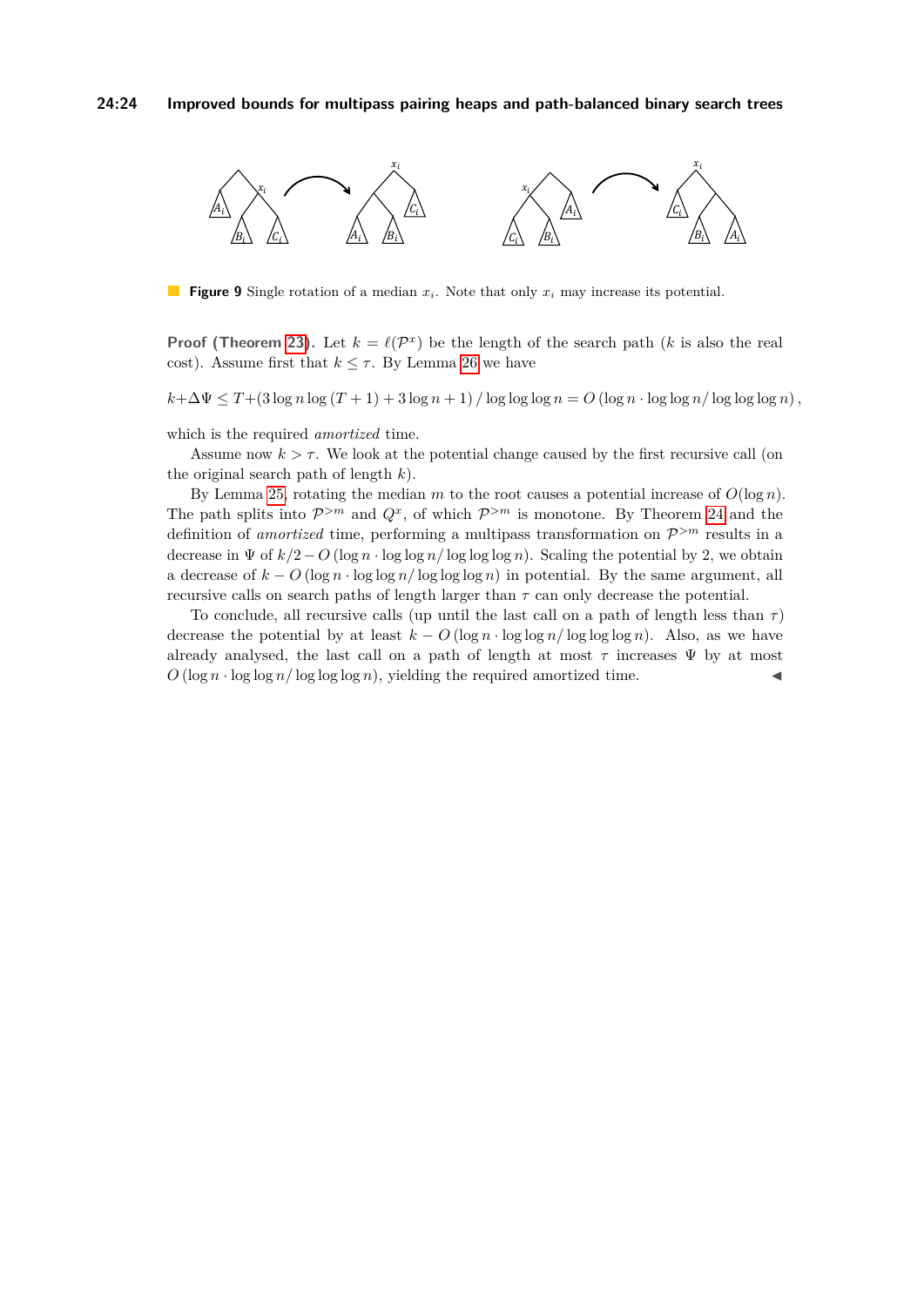**Figure 9** Single rotation of a median $x_i$. Note that only $x_i$ may increase its potential.

**Proof (Theorem 23).** Let $k = \ell(\mathcal{P}^x)$ be the length of the search path ($k$ is also the real cost). Assume first that $k \leq \tau$. By Lemma 26 we have

$$k+\Delta\Psi \leq T+(3\log n \log(T+1)+3\log n+1)/\log\log\log n = O(\log n \cdot \log\log n/\log\log\log n),$$

which is the required *amortized* time.

Assume now $k > \tau$. We look at the potential change caused by the first recursive call (on the original search path of length $k$).

By Lemma 25, rotating the median $m$ to the root causes a potential increase of $O(\log n)$. The path splits into $\mathcal{P}^{>m}$ and $Q^x$, of which $\mathcal{P}^{>m}$ is monotone. By Theorem 24 and the definition of *amortized* time, performing a multipass transformation on $\mathcal{P}^{>m}$ results in a decrease in $\Psi$ of $k/2 - O(\log n \cdot \log\log n/\log\log\log n)$. Scaling the potential by 2, we obtain a decrease of $k - O(\log n \cdot \log\log n/\log\log\log n)$ in potential. By the same argument, all recursive calls on search paths of length larger than $\tau$ can only decrease the potential.

To conclude, all recursive calls (up until the last call on a path of length less than $\tau$) decrease the potential by at least $k - O(\log n \cdot \log\log n/\log\log\log n)$. Also, as we have already analysed, the last call on a path of length at most $\tau$ increases $\Psi$ by at most $O(\log n \cdot \log\log n/\log\log\log n)$, yielding the required amortized time. ◀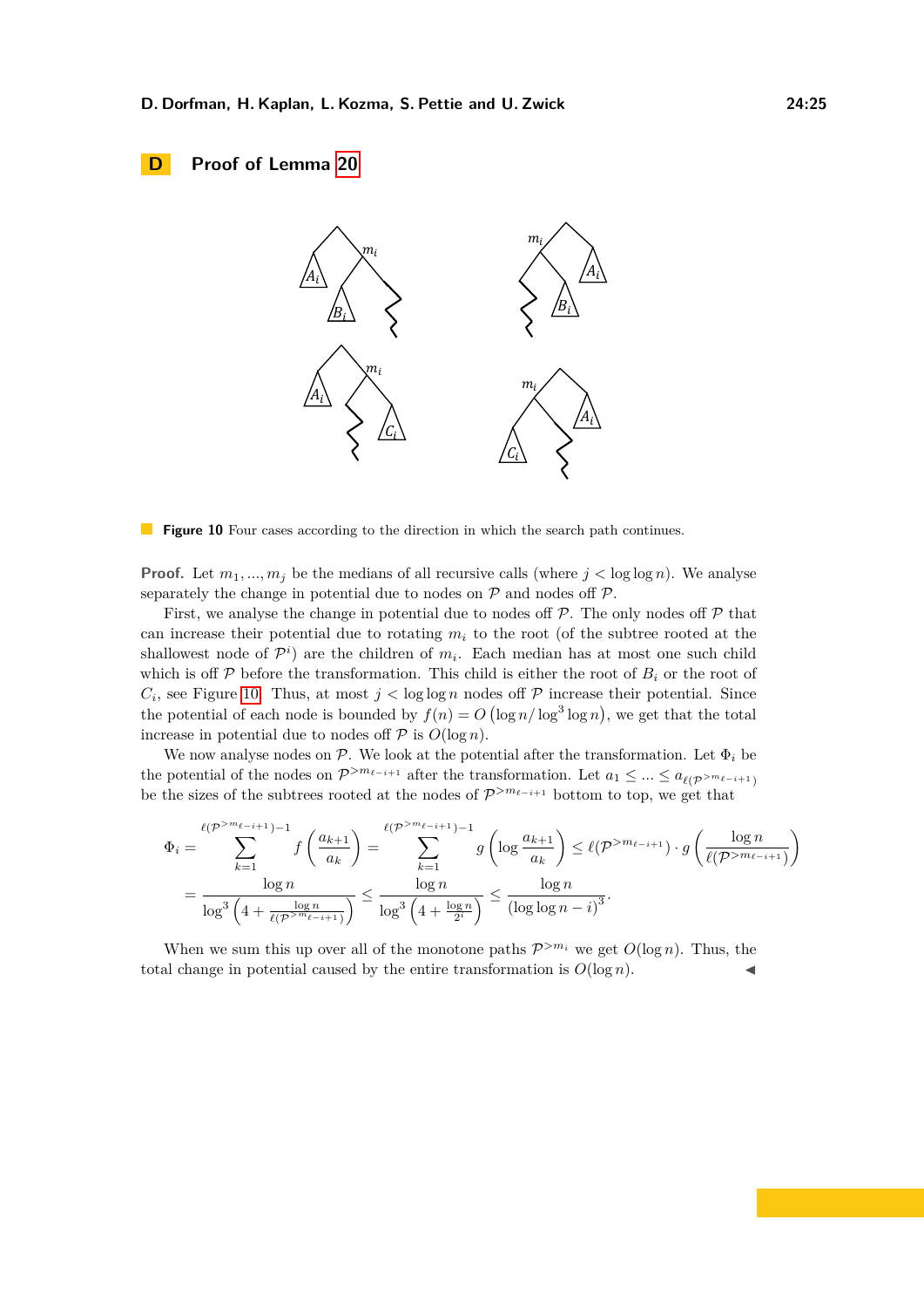# D Proof of Lemma 20

**Figure 10** Four cases according to the direction in which the search path continues.

**Proof.** Let $m_1, ..., m_j$ be the medians of all recursive calls (where $j < \log\log n$). We analyse separately the change in potential due to nodes on $\mathcal{P}$ and nodes off $\mathcal{P}$.

First, we analyse the change in potential due to nodes off $\mathcal{P}$. The only nodes off $\mathcal{P}$ that can increase their potential due to rotating $m_i$ to the root (of the subtree rooted at the shallowest node of $\mathcal{P}^i$) are the children of $m_i$. Each median has at most one such child which is off $\mathcal{P}$ before the transformation. This child is either the root of $B_i$ or the root of $C_i$, see Figure 10. Thus, at most $j < \log\log n$ nodes off $\mathcal{P}$ increase their potential. Since the potential of each node is bounded by $f(n) = O\left(\log n / \log^3 \log n\right)$, we get that the total increase in potential due to nodes off $\mathcal{P}$ is $O(\log n)$.

We now analyse nodes on $\mathcal{P}$. We look at the potential after the transformation. Let $\Phi_i$ be the potential of the nodes on $\mathcal{P}^{>m_{\ell-i+1}}$ after the transformation. Let $a_1 \leq ... \leq a_{\ell(\mathcal{P}^{>m_{\ell-i+1}})}$ be the sizes of the subtrees rooted at the nodes of $\mathcal{P}^{>m_{\ell-i+1}}$ bottom to top, we get that

$$\Phi_i = \sum_{k=1}^{\ell(\mathcal{P}^{>m_{\ell-i+1}})-1} f\left(\frac{a_{k+1}}{a_k}\right) = \sum_{k=1}^{\ell(\mathcal{P}^{>m_{\ell-i+1}})-1} g\left(\log\frac{a_{k+1}}{a_k}\right) \leq \ell(\mathcal{P}^{>m_{\ell-i+1}}) \cdot g\left(\frac{\log n}{\ell(\mathcal{P}^{>m_{\ell-i+1}})}\right)$$

$$= \frac{\log n}{\log^3\left(4 + \frac{\log n}{\ell(\mathcal{P}^{>m_{\ell-i+1}})}\right)} \leq \frac{\log n}{\log^3\left(4 + \frac{\log n}{2^i}\right)} \leq \frac{\log n}{\left(\log\log n - i\right)^3}.$$

When we sum this up over all of the monotone paths $\mathcal{P}^{>m_i}$ we get $O(\log n)$. Thus, the total change in potential caused by the entire transformation is $O(\log n)$. ◀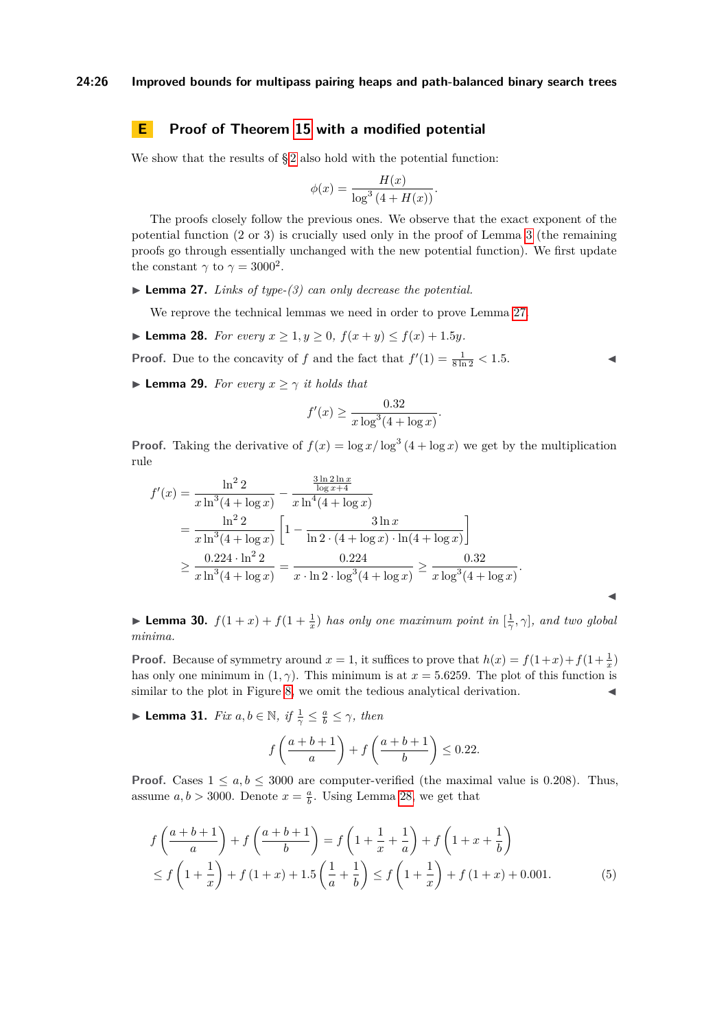## E Proof of Theorem 15 with a modified potential

We show that the results of §2 also hold with the potential function:

$$\phi(x) = \frac{H(x)}{\log^3(4 + H(x))}.$$

The proofs closely follow the previous ones. We observe that the exact exponent of the potential function (2 or 3) is crucially used only in the proof of Lemma 3 (the remaining proofs go through essentially unchanged with the new potential function). We first update the constant $\gamma$ to $\gamma = 3000^2$.

▶ **Lemma 27.** *Links of type-(3) can only decrease the potential.*

We reprove the technical lemmas we need in order to prove Lemma 27.

▶ **Lemma 28.** *For every $x \geq 1, y \geq 0$, $f(x+y) \leq f(x) + 1.5y$.*

**Proof.** Due to the concavity of $f$ and the fact that $f'(1) = \frac{1}{8\ln 2} < 1.5$. ◀

▶ **Lemma 29.** *For every $x \geq \gamma$ it holds that*

$$f'(x) \geq \frac{0.32}{x\log^3(4 + \log x)}.$$

**Proof.** Taking the derivative of $f(x) = \log x/\log^3(4 + \log x)$ we get by the multiplication rule

$$\begin{aligned}
f'(x) &= \frac{\ln^2 2}{x\ln^3(4+\log x)} - \frac{\frac{3\ln 2\ln x}{\log x + 4}}{x\ln^4(4+\log x)} \\
&= \frac{\ln^2 2}{x\ln^3(4+\log x)}\left[1 - \frac{3\ln x}{\ln 2\cdot(4+\log x)\cdot\ln(4+\log x)}\right] \\
&\geq \frac{0.224\cdot\ln^2 2}{x\ln^3(4+\log x)} = \frac{0.224}{x\cdot\ln 2\cdot\log^3(4+\log x)} \geq \frac{0.32}{x\log^3(4+\log x)}.
\end{aligned}$$

◀

▶ **Lemma 30.** *$f(1+x) + f(1+\frac{1}{x})$ has only one maximum point in $[\frac{1}{\gamma}, \gamma]$, and two global minima.*

**Proof.** Because of symmetry around $x = 1$, it suffices to prove that $h(x) = f(1+x) + f(1+\frac{1}{x})$ has only one minimum in $(1, \gamma)$. This minimum is at $x = 5.6259$. The plot of this function is similar to the plot in Figure 8, we omit the tedious analytical derivation. ◀

▶ **Lemma 31.** *Fix $a, b \in \mathbb{N}$, if $\frac{1}{\gamma} \leq \frac{a}{b} \leq \gamma$, then*

$$f\left(\frac{a+b+1}{a}\right) + f\left(\frac{a+b+1}{b}\right) \leq 0.22.$$

**Proof.** Cases $1 \leq a, b \leq 3000$ are computer-verified (the maximal value is 0.208). Thus, assume $a, b > 3000$. Denote $x = \frac{a}{b}$. Using Lemma 28, we get that

$$\begin{aligned}
&f\left(\frac{a+b+1}{a}\right) + f\left(\frac{a+b+1}{b}\right) = f\left(1 + \frac{1}{x} + \frac{1}{a}\right) + f\left(1 + x + \frac{1}{b}\right) \\
&\leq f\left(1+\frac{1}{x}\right) + f\left(1+x\right) + 1.5\left(\frac{1}{a} + \frac{1}{b}\right) \leq f\left(1+\frac{1}{x}\right) + f\left(1+x\right) + 0.001. \qquad (5)
\end{aligned}$$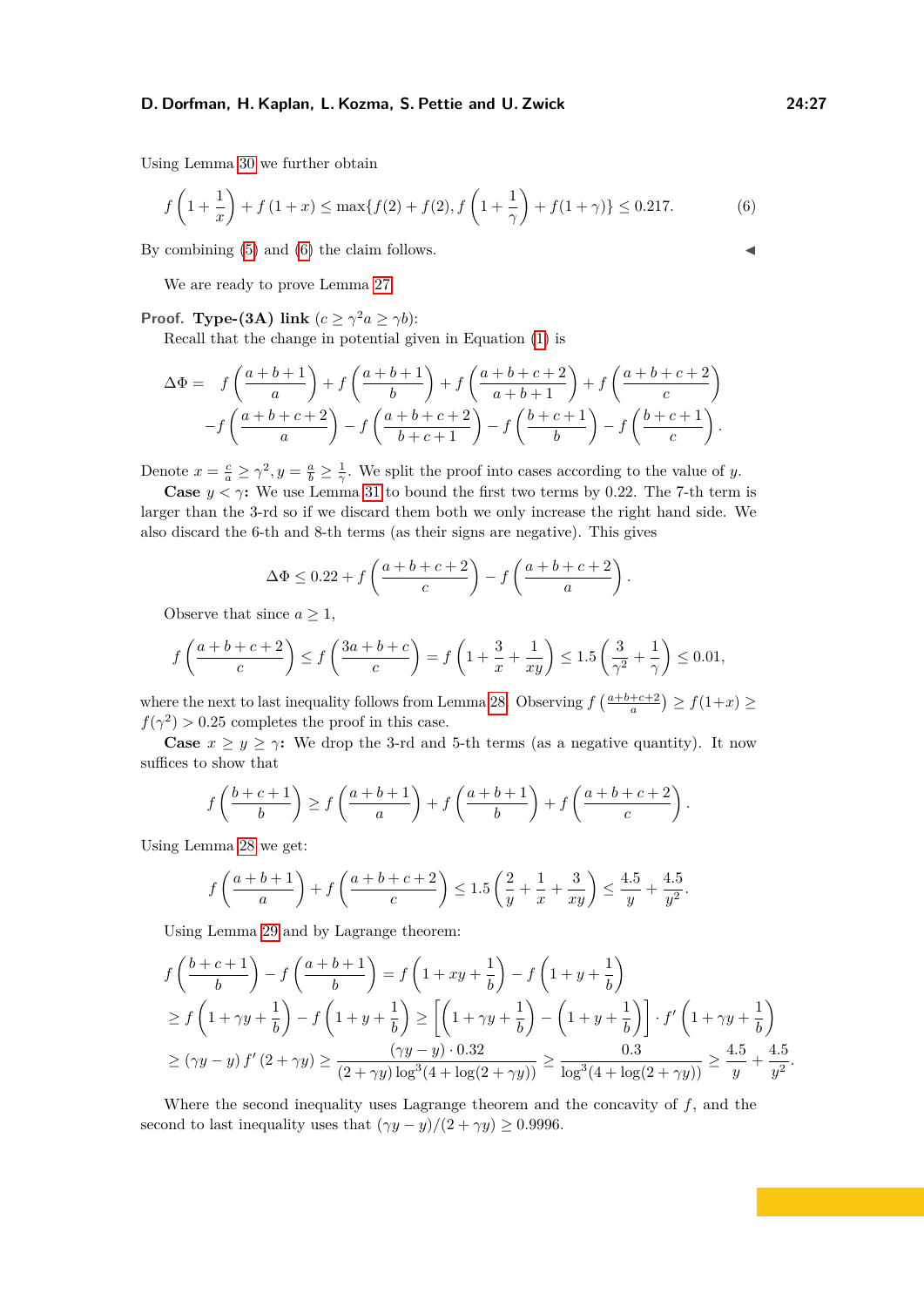Using Lemma 30 we further obtain

$$f\left(1+\frac{1}{x}\right)+f\left(1+x\right)\leq \max\{f(2)+f(2), f\left(1+\frac{1}{\gamma}\right)+f(1+\gamma)\}\leq 0.217. \tag{6}$$

By combining (5) and (6) the claim follows. ◀

We are ready to prove Lemma 27.

**Proof. Type-(3A) link** ($c \geq \gamma^2 a \geq \gamma b$):
Recall that the change in potential given in Equation (1) is

$$\begin{aligned}\Delta\Phi = \;& f\left(\frac{a+b+1}{a}\right)+f\left(\frac{a+b+1}{b}\right)+f\left(\frac{a+b+c+2}{a+b+1}\right)+f\left(\frac{a+b+c+2}{c}\right)\\ &-f\left(\frac{a+b+c+2}{a}\right)-f\left(\frac{a+b+c+2}{b+c+1}\right)-f\left(\frac{b+c+1}{b}\right)-f\left(\frac{b+c+1}{c}\right).\end{aligned}$$

Denote $x=\frac{c}{a}\geq\gamma^2, y=\frac{a}{b}\geq\frac{1}{\gamma}$. We split the proof into cases according to the value of $y$.

**Case $y<\gamma$:** We use Lemma 31 to bound the first two terms by 0.22. The 7-th term is larger than the 3-rd so if we discard them both we only increase the right hand side. We also discard the 6-th and 8-th terms (as their signs are negative). This gives

$$\Delta\Phi \leq 0.22 + f\left(\frac{a+b+c+2}{c}\right)-f\left(\frac{a+b+c+2}{a}\right).$$

Observe that since $a\geq 1$,

$$f\left(\frac{a+b+c+2}{c}\right)\leq f\left(\frac{3a+b+c}{c}\right)=f\left(1+\frac{3}{x}+\frac{1}{xy}\right)\leq 1.5\left(\frac{3}{\gamma^2}+\frac{1}{\gamma}\right)\leq 0.01,$$

where the next to last inequality follows from Lemma 28. Observing $f\left(\frac{a+b+c+2}{a}\right)\geq f(1+x)\geq f(\gamma^2)>0.25$ completes the proof in this case.

**Case $x\geq y\geq\gamma$:** We drop the 3-rd and 5-th terms (as a negative quantity). It now suffices to show that

$$f\left(\frac{b+c+1}{b}\right)\geq f\left(\frac{a+b+1}{a}\right)+f\left(\frac{a+b+1}{b}\right)+f\left(\frac{a+b+c+2}{c}\right).$$

Using Lemma 28 we get:

$$f\left(\frac{a+b+1}{a}\right)+f\left(\frac{a+b+c+2}{c}\right)\leq 1.5\left(\frac{2}{y}+\frac{1}{x}+\frac{3}{xy}\right)\leq\frac{4.5}{y}+\frac{4.5}{y^2}.$$

Using Lemma 29 and by Lagrange theorem:

$$\begin{aligned}&f\left(\frac{b+c+1}{b}\right)-f\left(\frac{a+b+1}{b}\right)=f\left(1+xy+\frac{1}{b}\right)-f\left(1+y+\frac{1}{b}\right)\\ &\geq f\left(1+\gamma y+\frac{1}{b}\right)-f\left(1+y+\frac{1}{b}\right)\geq\left[\left(1+\gamma y+\frac{1}{b}\right)-\left(1+y+\frac{1}{b}\right)\right]\cdot f'\left(1+\gamma y+\frac{1}{b}\right)\\ &\geq(\gamma y-y)\,f'\left(2+\gamma y\right)\geq\frac{(\gamma y-y)\cdot 0.32}{(2+\gamma y)\log^3(4+\log(2+\gamma y))}\geq\frac{0.3}{\log^3(4+\log(2+\gamma y))}\geq\frac{4.5}{y}+\frac{4.5}{y^2}.\end{aligned}$$

Where the second inequality uses Lagrange theorem and the concavity of $f$, and the second to last inequality uses that $(\gamma y-y)/(2+\gamma y)\geq 0.9996$.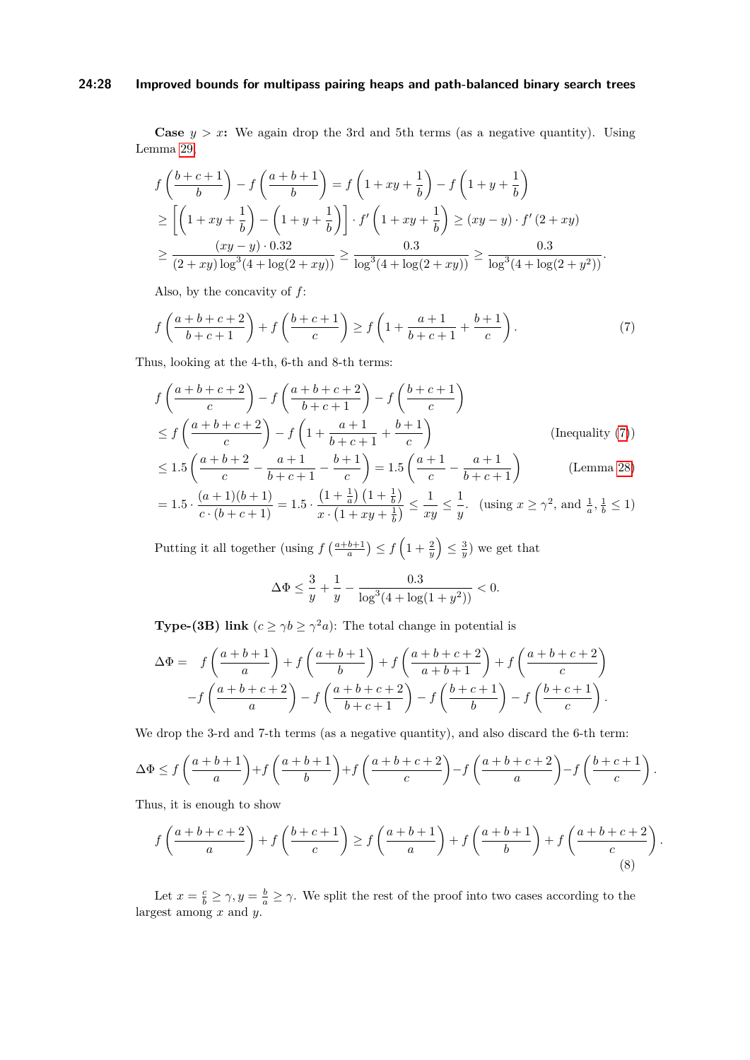**Case $y > x$:** We again drop the 3rd and 5th terms (as a negative quantity). Using Lemma 29,

$$
\begin{aligned}
&f\left(\frac{b+c+1}{b}\right) - f\left(\frac{a+b+1}{b}\right) = f\left(1+xy+\frac{1}{b}\right) - f\left(1+y+\frac{1}{b}\right) \\
&\geq \left[\left(1+xy+\frac{1}{b}\right) - \left(1+y+\frac{1}{b}\right)\right] \cdot f'\left(1+xy+\frac{1}{b}\right) \geq (xy-y)\cdot f'\left(2+xy\right) \\
&\geq \frac{(xy-y)\cdot 0.32}{(2+xy)\log^3(4+\log(2+xy))} \geq \frac{0.3}{\log^3(4+\log(2+xy))} \geq \frac{0.3}{\log^3(4+\log(2+y^2))}.
\end{aligned}
$$

Also, by the concavity of $f$:

$$
f\left(\frac{a+b+c+2}{b+c+1}\right) + f\left(\frac{b+c+1}{c}\right) \geq f\left(1+\frac{a+1}{b+c+1}+\frac{b+1}{c}\right). \tag{7}
$$

Thus, looking at the 4-th, 6-th and 8-th terms:

$$
\begin{aligned}
&f\left(\frac{a+b+c+2}{c}\right) - f\left(\frac{a+b+c+2}{b+c+1}\right) - f\left(\frac{b+c+1}{c}\right) \\
&\leq f\left(\frac{a+b+c+2}{c}\right) - f\left(1+\frac{a+1}{b+c+1}+\frac{b+1}{c}\right) && \text{(Inequality (7))} \\
&\leq 1.5\left(\frac{a+b+2}{c} - \frac{a+1}{b+c+1} - \frac{b+1}{c}\right) = 1.5\left(\frac{a+1}{c} - \frac{a+1}{b+c+1}\right) && \text{(Lemma 28)} \\
&= 1.5\cdot\frac{(a+1)(b+1)}{c\cdot(b+c+1)} = 1.5\cdot\frac{\left(1+\frac{1}{a}\right)\left(1+\frac{1}{b}\right)}{x\cdot\left(1+xy+\frac{1}{b}\right)} \leq \frac{1}{xy} \leq \frac{1}{y}. && \text{(using } x \geq \gamma^2\text{, and } \tfrac{1}{a}, \tfrac{1}{b} \leq 1\text{)}
\end{aligned}
$$

Putting it all together (using $f\left(\frac{a+b+1}{a}\right) \leq f\left(1+\frac{2}{y}\right) \leq \frac{3}{y}$) we get that

$$
\Delta\Phi \leq \frac{3}{y} + \frac{1}{y} - \frac{0.3}{\log^3(4+\log(1+y^2))} < 0.
$$

**Type-(3B) link** ($c \geq \gamma b \geq \gamma^2 a$): The total change in potential is

$$
\begin{aligned}
\Delta\Phi = \;& f\left(\frac{a+b+1}{a}\right) + f\left(\frac{a+b+1}{b}\right) + f\left(\frac{a+b+c+2}{a+b+1}\right) + f\left(\frac{a+b+c+2}{c}\right) \\
&- f\left(\frac{a+b+c+2}{a}\right) - f\left(\frac{a+b+c+2}{b+c+1}\right) - f\left(\frac{b+c+1}{b}\right) - f\left(\frac{b+c+1}{c}\right).
\end{aligned}
$$

We drop the 3-rd and 7-th terms (as a negative quantity), and also discard the 6-th term:

$$
\Delta\Phi \leq f\left(\frac{a+b+1}{a}\right) + f\left(\frac{a+b+1}{b}\right) + f\left(\frac{a+b+c+2}{c}\right) - f\left(\frac{a+b+c+2}{a}\right) - f\left(\frac{b+c+1}{c}\right).
$$

Thus, it is enough to show

$$
f\left(\frac{a+b+c+2}{a}\right) + f\left(\frac{b+c+1}{c}\right) \geq f\left(\frac{a+b+1}{a}\right) + f\left(\frac{a+b+1}{b}\right) + f\left(\frac{a+b+c+2}{c}\right). \tag{8}
$$

Let $x = \frac{c}{b} \geq \gamma, y = \frac{b}{a} \geq \gamma$. We split the rest of the proof into two cases according to the largest among $x$ and $y$.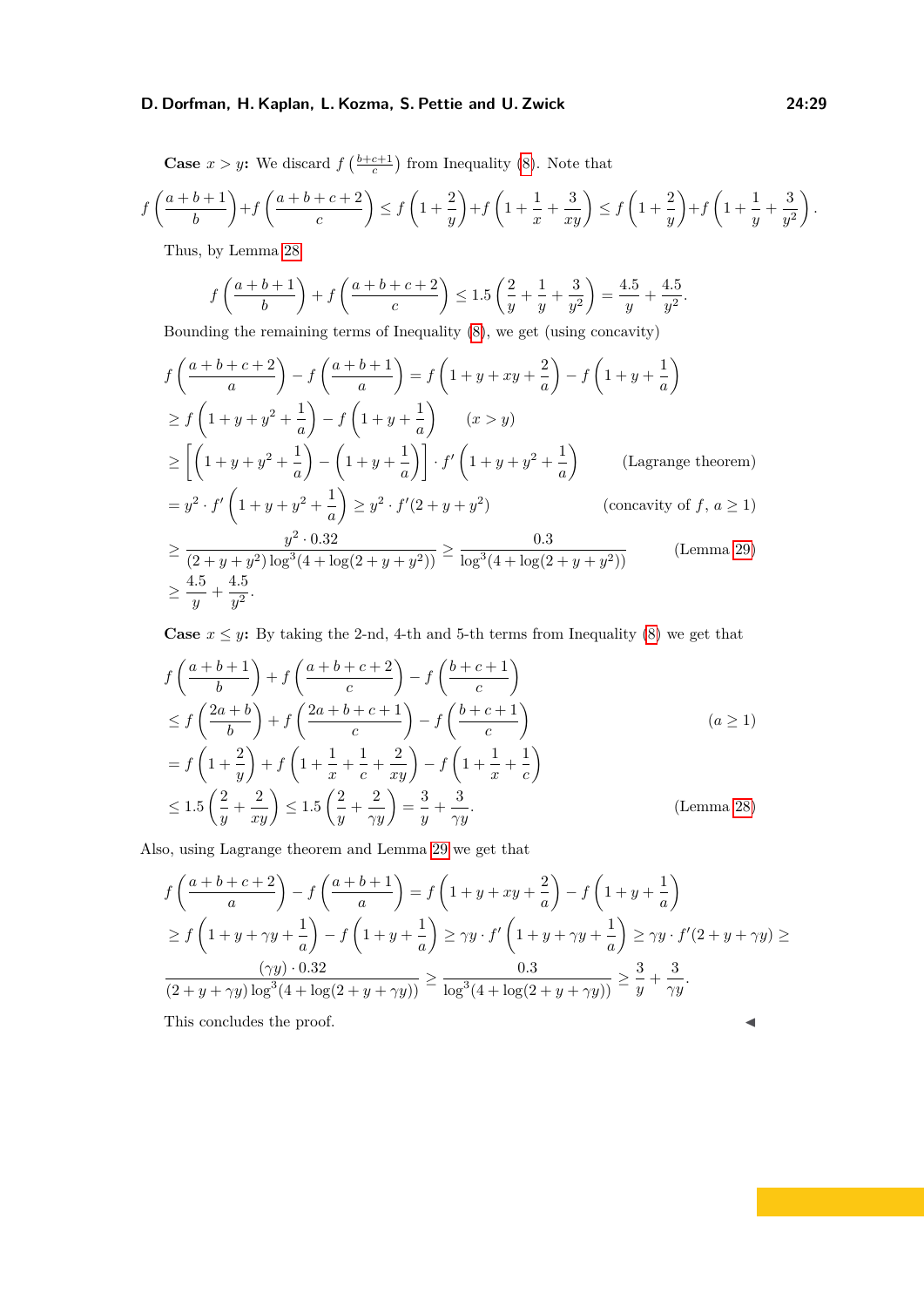**Case $x > y$:** We discard $f\left(\frac{b+c+1}{c}\right)$ from Inequality (8). Note that

$$f\left(\frac{a+b+1}{b}\right)+f\left(\frac{a+b+c+2}{c}\right) \le f\left(1+\frac{2}{y}\right)+f\left(1+\frac{1}{x}+\frac{3}{xy}\right) \le f\left(1+\frac{2}{y}\right)+f\left(1+\frac{1}{y}+\frac{3}{y^2}\right).$$

Thus, by Lemma 28

$$f\left(\frac{a+b+1}{b}\right)+f\left(\frac{a+b+c+2}{c}\right) \le 1.5\left(\frac{2}{y}+\frac{1}{y}+\frac{3}{y^2}\right) = \frac{4.5}{y}+\frac{4.5}{y^2}.$$

Bounding the remaining terms of Inequality (8), we get (using concavity)

$$\begin{aligned}
&f\left(\frac{a+b+c+2}{a}\right) - f\left(\frac{a+b+1}{a}\right) = f\left(1+y+xy+\frac{2}{a}\right) - f\left(1+y+\frac{1}{a}\right) \\
&\ge f\left(1+y+y^2+\frac{1}{a}\right) - f\left(1+y+\frac{1}{a}\right) \qquad (x>y) \\
&\ge \left[\left(1+y+y^2+\frac{1}{a}\right) - \left(1+y+\frac{1}{a}\right)\right]\cdot f'\left(1+y+y^2+\frac{1}{a}\right) \qquad \text{(Lagrange theorem)} \\
&= y^2 \cdot f'\left(1+y+y^2+\frac{1}{a}\right) \ge y^2\cdot f'(2+y+y^2) \qquad \text{(concavity of } f,\ a \ge 1\text{)} \\
&\ge \frac{y^2\cdot 0.32}{(2+y+y^2)\log^3(4+\log(2+y+y^2))} \ge \frac{0.3}{\log^3(4+\log(2+y+y^2))} \qquad \text{(Lemma 29)} \\
&\ge \frac{4.5}{y}+\frac{4.5}{y^2}.
\end{aligned}$$

**Case $x \le y$:** By taking the 2-nd, 4-th and 5-th terms from Inequality (8) we get that

$$\begin{aligned}
&f\left(\frac{a+b+1}{b}\right)+f\left(\frac{a+b+c+2}{c}\right) - f\left(\frac{b+c+1}{c}\right) \\
&\le f\left(\frac{2a+b}{b}\right)+f\left(\frac{2a+b+c+1}{c}\right) - f\left(\frac{b+c+1}{c}\right) \qquad (a\ge 1) \\
&= f\left(1+\frac{2}{y}\right)+f\left(1+\frac{1}{x}+\frac{1}{c}+\frac{2}{xy}\right) - f\left(1+\frac{1}{x}+\frac{1}{c}\right) \\
&\le 1.5\left(\frac{2}{y}+\frac{2}{xy}\right) \le 1.5\left(\frac{2}{y}+\frac{2}{\gamma y}\right) = \frac{3}{y}+\frac{3}{\gamma y}. \qquad \text{(Lemma 28)}
\end{aligned}$$

Also, using Lagrange theorem and Lemma 29 we get that

$$\begin{aligned}
&f\left(\frac{a+b+c+2}{a}\right) - f\left(\frac{a+b+1}{a}\right) = f\left(1+y+xy+\frac{2}{a}\right) - f\left(1+y+\frac{1}{a}\right) \\
&\ge f\left(1+y+\gamma y+\frac{1}{a}\right) - f\left(1+y+\frac{1}{a}\right) \ge \gamma y\cdot f'\left(1+y+\gamma y+\frac{1}{a}\right) \ge \gamma y \cdot f'(2+y+\gamma y) \ge \\
&\frac{(\gamma y)\cdot 0.32}{(2+y+\gamma y)\log^3(4+\log(2+y+\gamma y))} \ge \frac{0.3}{\log^3(4+\log(2+y+\gamma y))} \ge \frac{3}{y}+\frac{3}{\gamma y}.
\end{aligned}$$

This concludes the proof. ◀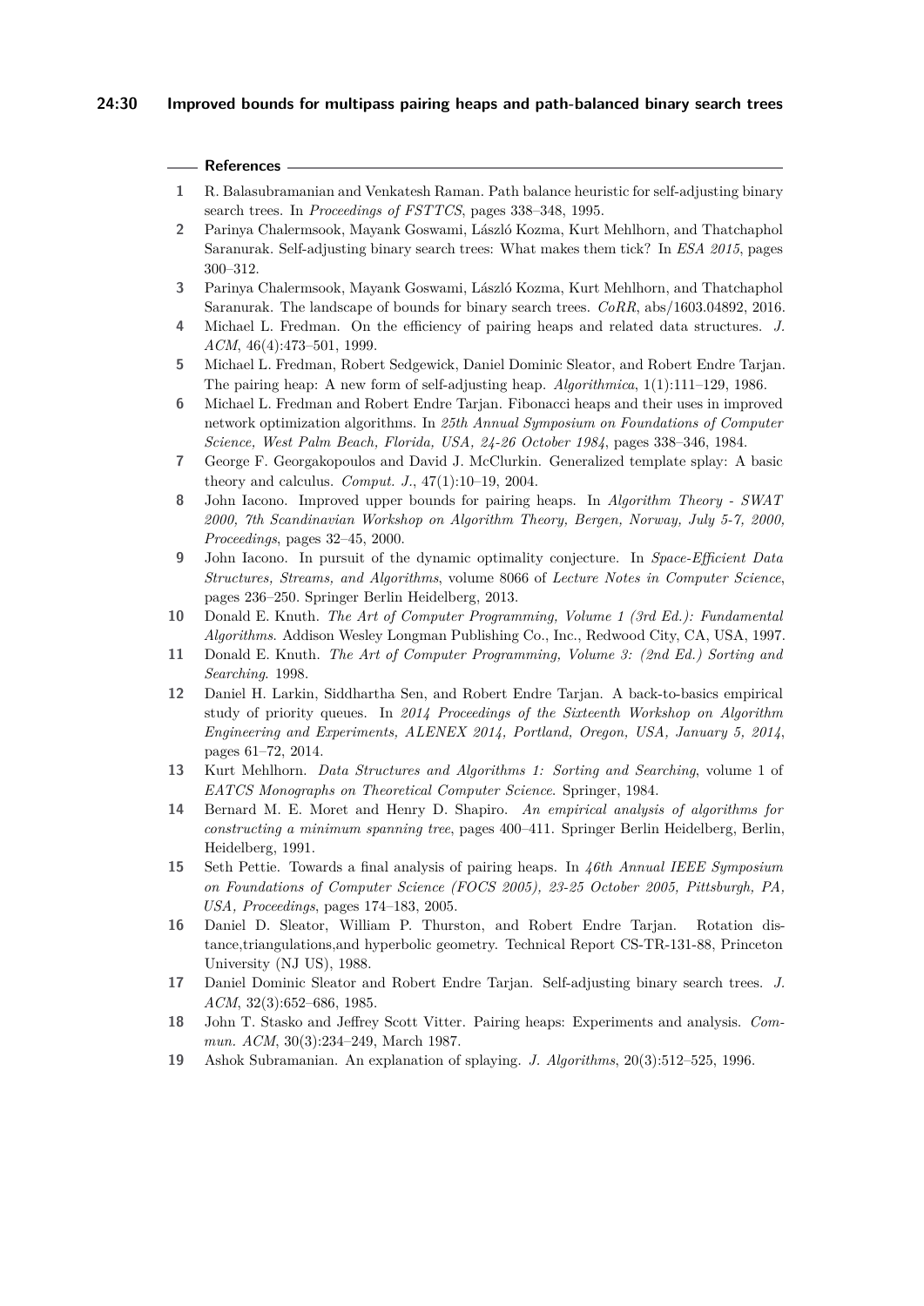## References

1. R. Balasubramanian and Venkatesh Raman. Path balance heuristic for self-adjusting binary search trees. In *Proceedings of FSTTCS*, pages 338–348, 1995.
2. Parinya Chalermsook, Mayank Goswami, László Kozma, Kurt Mehlhorn, and Thatchaphol Saranurak. Self-adjusting binary search trees: What makes them tick? In *ESA 2015*, pages 300–312.
3. Parinya Chalermsook, Mayank Goswami, László Kozma, Kurt Mehlhorn, and Thatchaphol Saranurak. The landscape of bounds for binary search trees. *CoRR*, abs/1603.04892, 2016.
4. Michael L. Fredman. On the efficiency of pairing heaps and related data structures. *J. ACM*, 46(4):473–501, 1999.
5. Michael L. Fredman, Robert Sedgewick, Daniel Dominic Sleator, and Robert Endre Tarjan. The pairing heap: A new form of self-adjusting heap. *Algorithmica*, 1(1):111–129, 1986.
6. Michael L. Fredman and Robert Endre Tarjan. Fibonacci heaps and their uses in improved network optimization algorithms. In *25th Annual Symposium on Foundations of Computer Science, West Palm Beach, Florida, USA, 24-26 October 1984*, pages 338–346, 1984.
7. George F. Georgakopoulos and David J. McClurkin. Generalized template splay: A basic theory and calculus. *Comput. J.*, 47(1):10–19, 2004.
8. John Iacono. Improved upper bounds for pairing heaps. In *Algorithm Theory - SWAT 2000, 7th Scandinavian Workshop on Algorithm Theory, Bergen, Norway, July 5-7, 2000, Proceedings*, pages 32–45, 2000.
9. John Iacono. In pursuit of the dynamic optimality conjecture. In *Space-Efficient Data Structures, Streams, and Algorithms*, volume 8066 of *Lecture Notes in Computer Science*, pages 236–250. Springer Berlin Heidelberg, 2013.
10. Donald E. Knuth. *The Art of Computer Programming, Volume 1 (3rd Ed.): Fundamental Algorithms*. Addison Wesley Longman Publishing Co., Inc., Redwood City, CA, USA, 1997.
11. Donald E. Knuth. *The Art of Computer Programming, Volume 3: (2nd Ed.) Sorting and Searching*. 1998.
12. Daniel H. Larkin, Siddhartha Sen, and Robert Endre Tarjan. A back-to-basics empirical study of priority queues. In *2014 Proceedings of the Sixteenth Workshop on Algorithm Engineering and Experiments, ALENEX 2014, Portland, Oregon, USA, January 5, 2014*, pages 61–72, 2014.
13. Kurt Mehlhorn. *Data Structures and Algorithms 1: Sorting and Searching*, volume 1 of *EATCS Monographs on Theoretical Computer Science*. Springer, 1984.
14. Bernard M. E. Moret and Henry D. Shapiro. *An empirical analysis of algorithms for constructing a minimum spanning tree*, pages 400–411. Springer Berlin Heidelberg, Berlin, Heidelberg, 1991.
15. Seth Pettie. Towards a final analysis of pairing heaps. In *46th Annual IEEE Symposium on Foundations of Computer Science (FOCS 2005), 23-25 October 2005, Pittsburgh, PA, USA, Proceedings*, pages 174–183, 2005.
16. Daniel D. Sleator, William P. Thurston, and Robert Endre Tarjan. Rotation distance,triangulations,and hyperbolic geometry. Technical Report CS-TR-131-88, Princeton University (NJ US), 1988.
17. Daniel Dominic Sleator and Robert Endre Tarjan. Self-adjusting binary search trees. *J. ACM*, 32(3):652–686, 1985.
18. John T. Stasko and Jeffrey Scott Vitter. Pairing heaps: Experiments and analysis. *Commun. ACM*, 30(3):234–249, March 1987.
19. Ashok Subramanian. An explanation of splaying. *J. Algorithms*, 20(3):512–525, 1996.